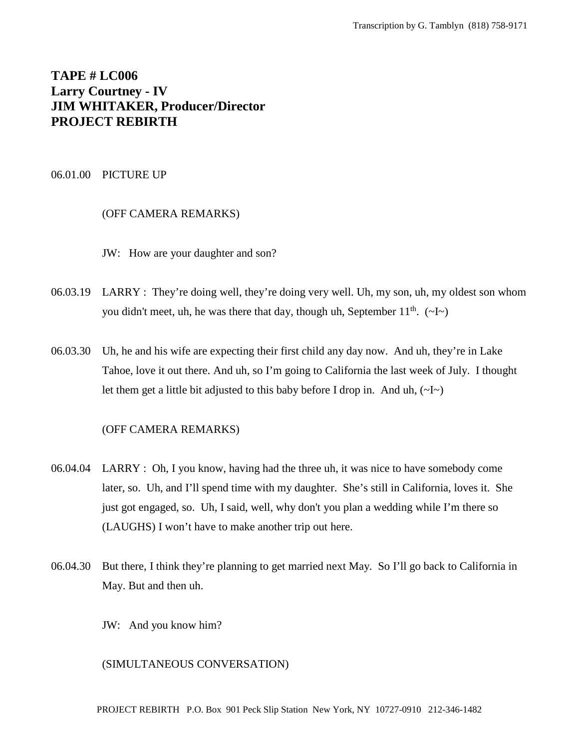**TAPE # LC006**
**Larry Courtney - IV**
**JIM WHITAKER, Producer/Director**
**PROJECT REBIRTH**

06.01.00 PICTURE UP

(OFF CAMERA REMARKS)

JW: How are your daughter and son?

06.03.19 LARRY : They're doing well, they're doing very well. Uh, my son, uh, my oldest son whom you didn't meet, uh, he was there that day, though uh, September 11th. (~I~)

06.03.30 Uh, he and his wife are expecting their first child any day now. And uh, they're in Lake Tahoe, love it out there. And uh, so I'm going to California the last week of July. I thought let them get a little bit adjusted to this baby before I drop in. And uh, (~I~)

(OFF CAMERA REMARKS)

06.04.04 LARRY : Oh, I you know, having had the three uh, it was nice to have somebody come later, so. Uh, and I'll spend time with my daughter. She's still in California, loves it. She just got engaged, so. Uh, I said, well, why don't you plan a wedding while I'm there so (LAUGHS) I won't have to make another trip out here.

06.04.30 But there, I think they're planning to get married next May. So I'll go back to California in May. But and then uh.

JW: And you know him?

(SIMULTANEOUS CONVERSATION)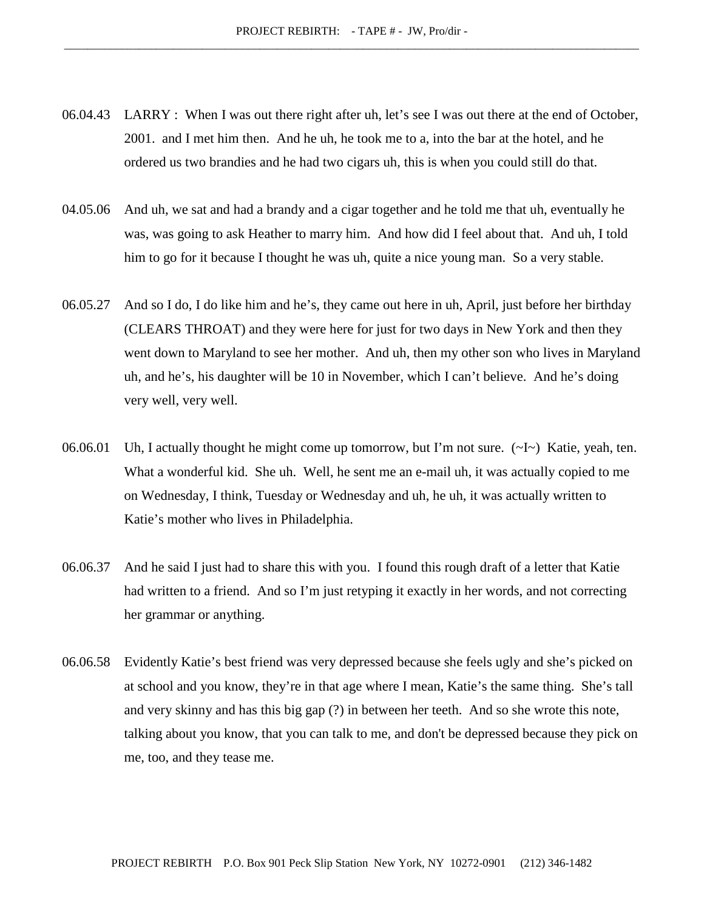06.04.43 LARRY : When I was out there right after uh, let's see I was out there at the end of October, 2001. and I met him then. And he uh, he took me to a, into the bar at the hotel, and he ordered us two brandies and he had two cigars uh, this is when you could still do that.

04.05.06 And uh, we sat and had a brandy and a cigar together and he told me that uh, eventually he was, was going to ask Heather to marry him. And how did I feel about that. And uh, I told him to go for it because I thought he was uh, quite a nice young man. So a very stable.

06.05.27 And so I do, I do like him and he's, they came out here in uh, April, just before her birthday (CLEARS THROAT) and they were here for just for two days in New York and then they went down to Maryland to see her mother. And uh, then my other son who lives in Maryland uh, and he's, his daughter will be 10 in November, which I can't believe. And he's doing very well, very well.

06.06.01 Uh, I actually thought he might come up tomorrow, but I'm not sure. (~I~) Katie, yeah, ten. What a wonderful kid. She uh. Well, he sent me an e-mail uh, it was actually copied to me on Wednesday, I think, Tuesday or Wednesday and uh, he uh, it was actually written to Katie's mother who lives in Philadelphia.

06.06.37 And he said I just had to share this with you. I found this rough draft of a letter that Katie had written to a friend. And so I'm just retyping it exactly in her words, and not correcting her grammar or anything.

06.06.58 Evidently Katie's best friend was very depressed because she feels ugly and she's picked on at school and you know, they're in that age where I mean, Katie's the same thing. She's tall and very skinny and has this big gap (?) in between her teeth. And so she wrote this note, talking about you know, that you can talk to me, and don't be depressed because they pick on me, too, and they tease me.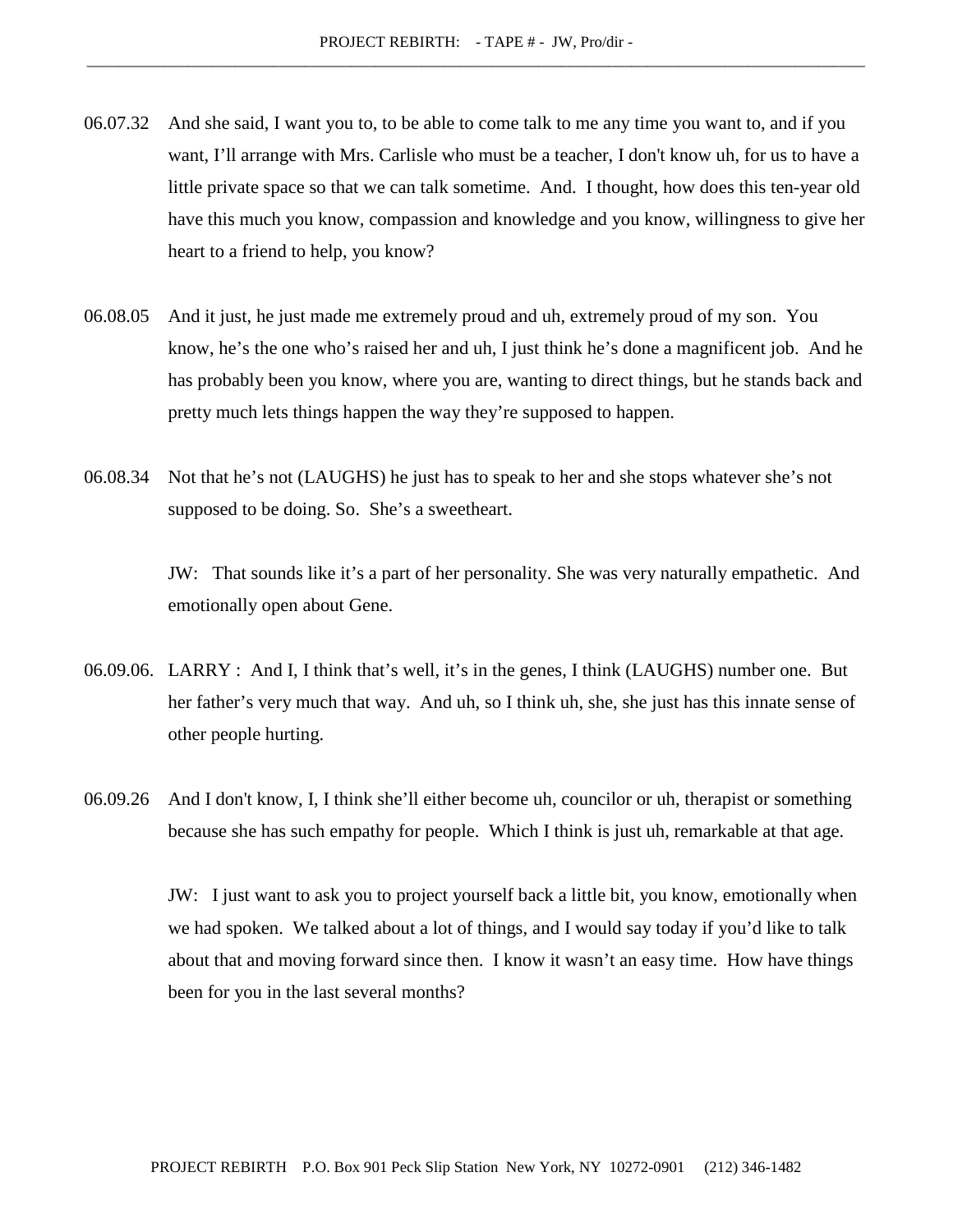06.07.32 And she said, I want you to, to be able to come talk to me any time you want to, and if you want, I'll arrange with Mrs. Carlisle who must be a teacher, I don't know uh, for us to have a little private space so that we can talk sometime. And. I thought, how does this ten-year old have this much you know, compassion and knowledge and you know, willingness to give her heart to a friend to help, you know?

06.08.05 And it just, he just made me extremely proud and uh, extremely proud of my son. You know, he's the one who's raised her and uh, I just think he's done a magnificent job. And he has probably been you know, where you are, wanting to direct things, but he stands back and pretty much lets things happen the way they're supposed to happen.

06.08.34 Not that he's not (LAUGHS) he just has to speak to her and she stops whatever she's not supposed to be doing. So. She's a sweetheart.

JW: That sounds like it's a part of her personality. She was very naturally empathetic. And emotionally open about Gene.

06.09.06. LARRY : And I, I think that's well, it's in the genes, I think (LAUGHS) number one. But her father's very much that way. And uh, so I think uh, she, she just has this innate sense of other people hurting.

06.09.26 And I don't know, I, I think she'll either become uh, councilor or uh, therapist or something because she has such empathy for people. Which I think is just uh, remarkable at that age.

JW: I just want to ask you to project yourself back a little bit, you know, emotionally when we had spoken. We talked about a lot of things, and I would say today if you'd like to talk about that and moving forward since then. I know it wasn't an easy time. How have things been for you in the last several months?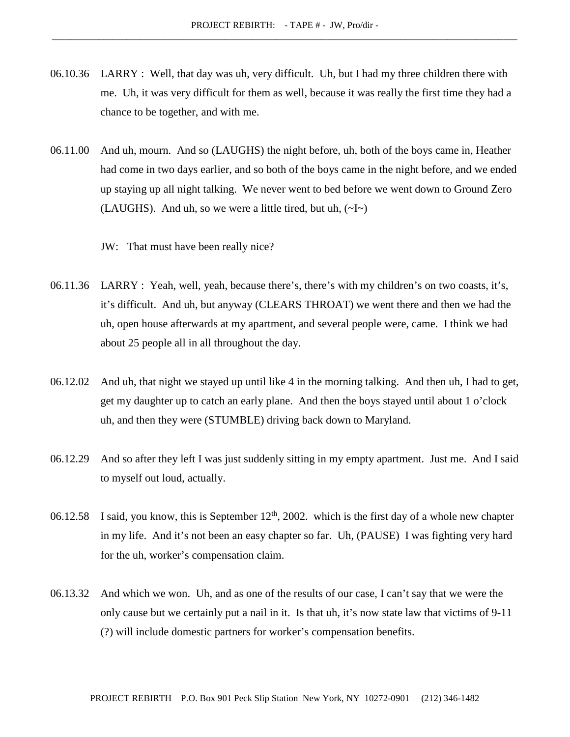06.10.36 LARRY : Well, that day was uh, very difficult. Uh, but I had my three children there with me. Uh, it was very difficult for them as well, because it was really the first time they had a chance to be together, and with me.

06.11.00 And uh, mourn. And so (LAUGHS) the night before, uh, both of the boys came in, Heather had come in two days earlier, and so both of the boys came in the night before, and we ended up staying up all night talking. We never went to bed before we went down to Ground Zero (LAUGHS). And uh, so we were a little tired, but uh, (~I~)

JW: That must have been really nice?

06.11.36 LARRY : Yeah, well, yeah, because there's, there's with my children's on two coasts, it's, it's difficult. And uh, but anyway (CLEARS THROAT) we went there and then we had the uh, open house afterwards at my apartment, and several people were, came. I think we had about 25 people all in all throughout the day.

06.12.02 And uh, that night we stayed up until like 4 in the morning talking. And then uh, I had to get, get my daughter up to catch an early plane. And then the boys stayed until about 1 o'clock uh, and then they were (STUMBLE) driving back down to Maryland.

06.12.29 And so after they left I was just suddenly sitting in my empty apartment. Just me. And I said to myself out loud, actually.

06.12.58 I said, you know, this is September 12th, 2002. which is the first day of a whole new chapter in my life. And it's not been an easy chapter so far. Uh, (PAUSE) I was fighting very hard for the uh, worker's compensation claim.

06.13.32 And which we won. Uh, and as one of the results of our case, I can't say that we were the only cause but we certainly put a nail in it. Is that uh, it's now state law that victims of 9-11 (?) will include domestic partners for worker's compensation benefits.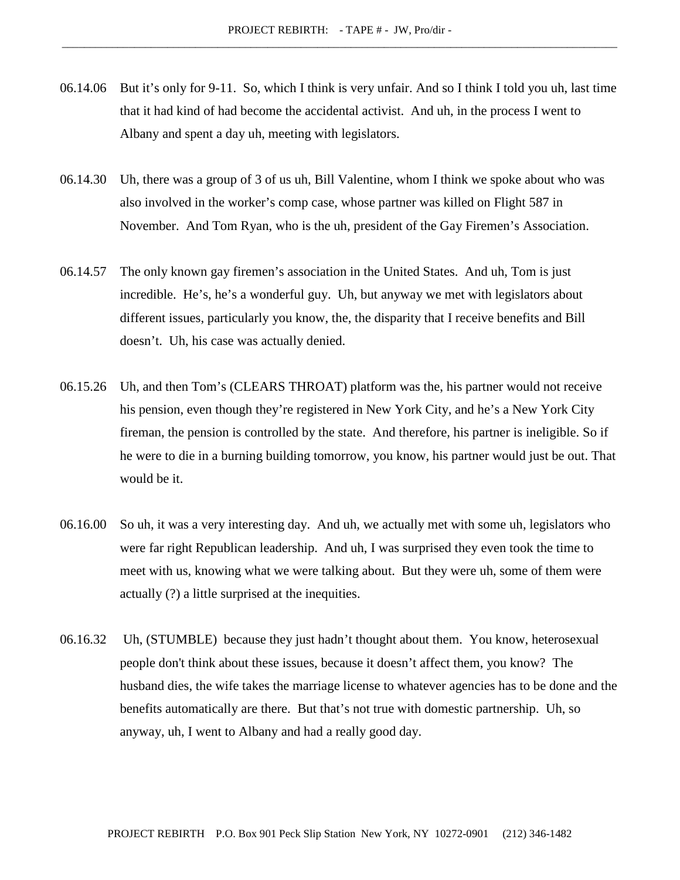06.14.06 But it's only for 9-11. So, which I think is very unfair. And so I think I told you uh, last time that it had kind of had become the accidental activist. And uh, in the process I went to Albany and spent a day uh, meeting with legislators.

06.14.30 Uh, there was a group of 3 of us uh, Bill Valentine, whom I think we spoke about who was also involved in the worker's comp case, whose partner was killed on Flight 587 in November. And Tom Ryan, who is the uh, president of the Gay Firemen's Association.

06.14.57 The only known gay firemen's association in the United States. And uh, Tom is just incredible. He's, he's a wonderful guy. Uh, but anyway we met with legislators about different issues, particularly you know, the, the disparity that I receive benefits and Bill doesn't. Uh, his case was actually denied.

06.15.26 Uh, and then Tom's (CLEARS THROAT) platform was the, his partner would not receive his pension, even though they're registered in New York City, and he's a New York City fireman, the pension is controlled by the state. And therefore, his partner is ineligible. So if he were to die in a burning building tomorrow, you know, his partner would just be out. That would be it.

06.16.00 So uh, it was a very interesting day. And uh, we actually met with some uh, legislators who were far right Republican leadership. And uh, I was surprised they even took the time to meet with us, knowing what we were talking about. But they were uh, some of them were actually (?) a little surprised at the inequities.

06.16.32 Uh, (STUMBLE) because they just hadn't thought about them. You know, heterosexual people don't think about these issues, because it doesn't affect them, you know? The husband dies, the wife takes the marriage license to whatever agencies has to be done and the benefits automatically are there. But that's not true with domestic partnership. Uh, so anyway, uh, I went to Albany and had a really good day.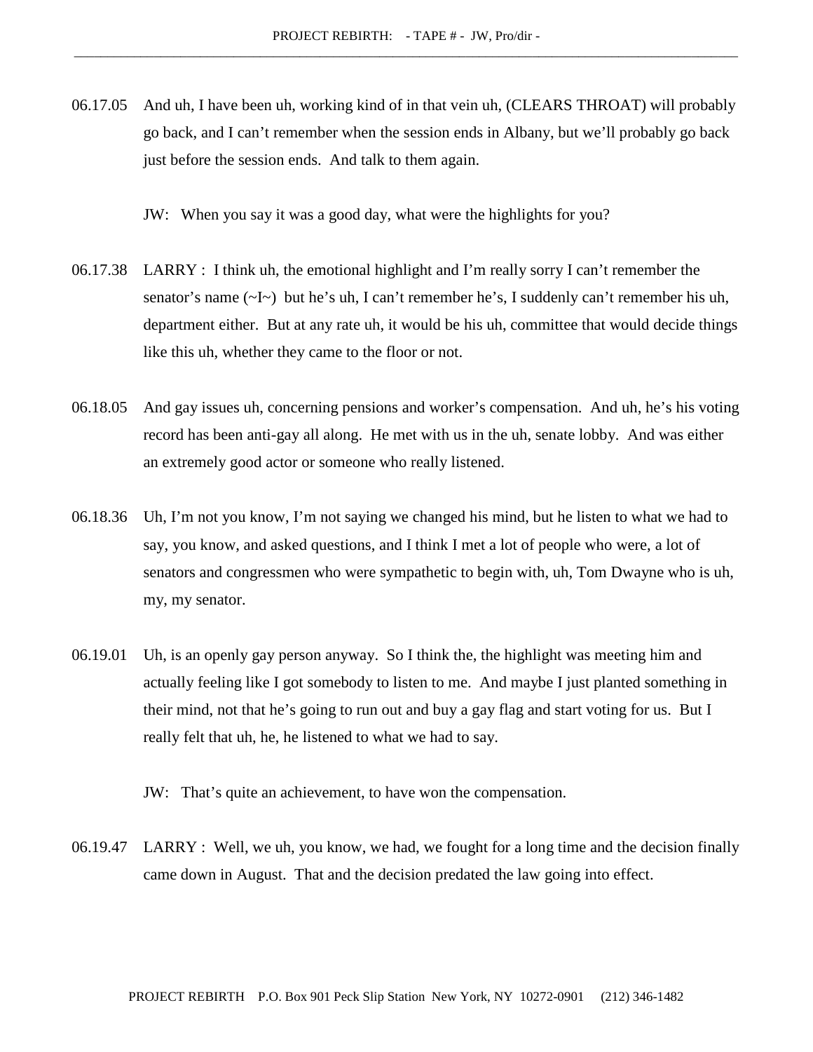06.17.05 And uh, I have been uh, working kind of in that vein uh, (CLEARS THROAT) will probably go back, and I can't remember when the session ends in Albany, but we'll probably go back just before the session ends. And talk to them again.

JW: When you say it was a good day, what were the highlights for you?

06.17.38 LARRY : I think uh, the emotional highlight and I'm really sorry I can't remember the senator's name (~I~) but he's uh, I can't remember he's, I suddenly can't remember his uh, department either. But at any rate uh, it would be his uh, committee that would decide things like this uh, whether they came to the floor or not.

06.18.05 And gay issues uh, concerning pensions and worker's compensation. And uh, he's his voting record has been anti-gay all along. He met with us in the uh, senate lobby. And was either an extremely good actor or someone who really listened.

06.18.36 Uh, I'm not you know, I'm not saying we changed his mind, but he listen to what we had to say, you know, and asked questions, and I think I met a lot of people who were, a lot of senators and congressmen who were sympathetic to begin with, uh, Tom Dwayne who is uh, my, my senator.

06.19.01 Uh, is an openly gay person anyway. So I think the, the highlight was meeting him and actually feeling like I got somebody to listen to me. And maybe I just planted something in their mind, not that he's going to run out and buy a gay flag and start voting for us. But I really felt that uh, he, he listened to what we had to say.

JW: That's quite an achievement, to have won the compensation.

06.19.47 LARRY : Well, we uh, you know, we had, we fought for a long time and the decision finally came down in August. That and the decision predated the law going into effect.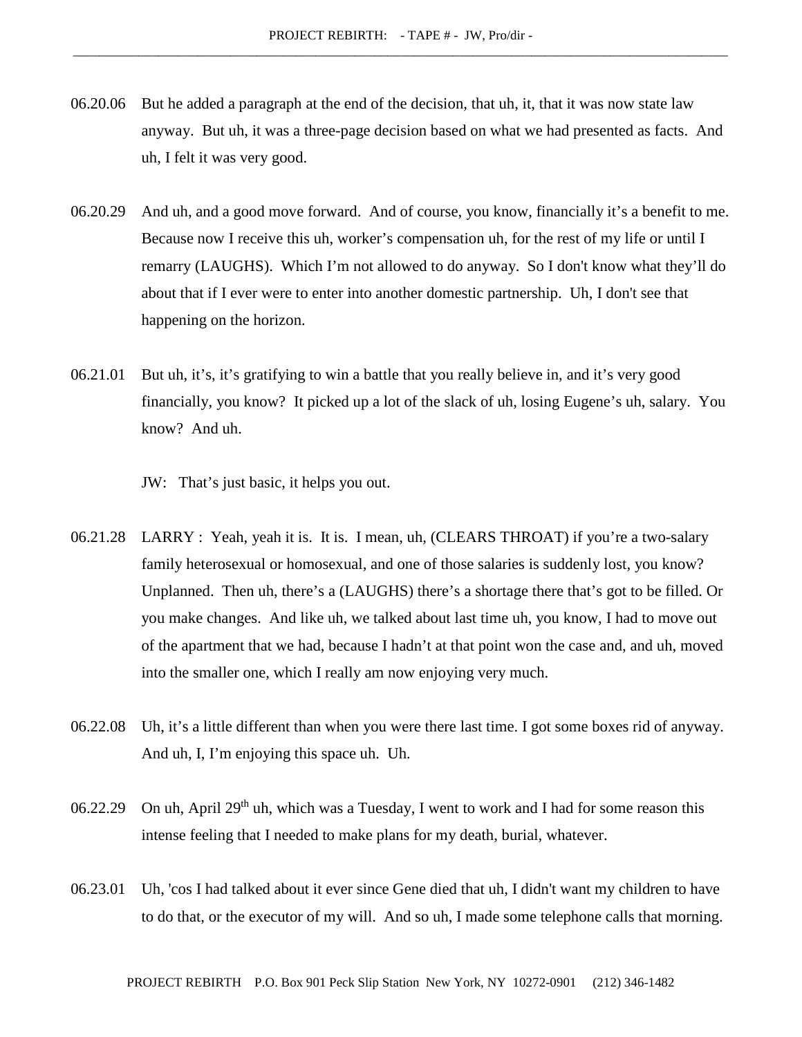06.20.06 But he added a paragraph at the end of the decision, that uh, it, that it was now state law anyway. But uh, it was a three-page decision based on what we had presented as facts. And uh, I felt it was very good.

06.20.29 And uh, and a good move forward. And of course, you know, financially it's a benefit to me. Because now I receive this uh, worker's compensation uh, for the rest of my life or until I remarry (LAUGHS). Which I'm not allowed to do anyway. So I don't know what they'll do about that if I ever were to enter into another domestic partnership. Uh, I don't see that happening on the horizon.

06.21.01 But uh, it's, it's gratifying to win a battle that you really believe in, and it's very good financially, you know? It picked up a lot of the slack of uh, losing Eugene's uh, salary. You know? And uh.

JW: That's just basic, it helps you out.

06.21.28 LARRY : Yeah, yeah it is. It is. I mean, uh, (CLEARS THROAT) if you're a two-salary family heterosexual or homosexual, and one of those salaries is suddenly lost, you know? Unplanned. Then uh, there's a (LAUGHS) there's a shortage there that's got to be filled. Or you make changes. And like uh, we talked about last time uh, you know, I had to move out of the apartment that we had, because I hadn't at that point won the case and, and uh, moved into the smaller one, which I really am now enjoying very much.

06.22.08 Uh, it's a little different than when you were there last time. I got some boxes rid of anyway. And uh, I, I'm enjoying this space uh. Uh.

06.22.29 On uh, April 29th uh, which was a Tuesday, I went to work and I had for some reason this intense feeling that I needed to make plans for my death, burial, whatever.

06.23.01 Uh, 'cos I had talked about it ever since Gene died that uh, I didn't want my children to have to do that, or the executor of my will. And so uh, I made some telephone calls that morning.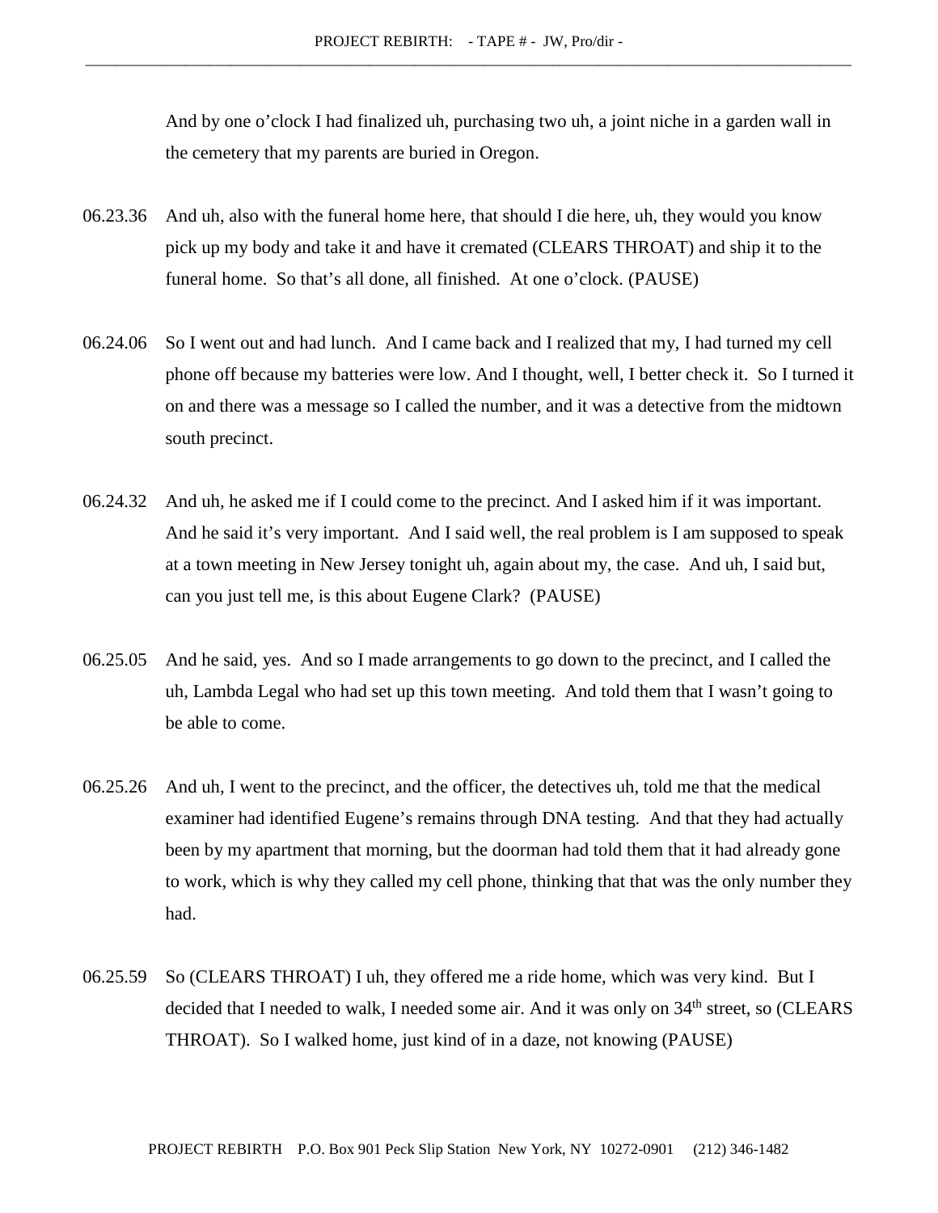And by one o'clock I had finalized uh, purchasing two uh, a joint niche in a garden wall in the cemetery that my parents are buried in Oregon.

06.23.36 And uh, also with the funeral home here, that should I die here, uh, they would you know pick up my body and take it and have it cremated (CLEARS THROAT) and ship it to the funeral home. So that's all done, all finished. At one o'clock. (PAUSE)

06.24.06 So I went out and had lunch. And I came back and I realized that my, I had turned my cell phone off because my batteries were low. And I thought, well, I better check it. So I turned it on and there was a message so I called the number, and it was a detective from the midtown south precinct.

06.24.32 And uh, he asked me if I could come to the precinct. And I asked him if it was important. And he said it's very important. And I said well, the real problem is I am supposed to speak at a town meeting in New Jersey tonight uh, again about my, the case. And uh, I said but, can you just tell me, is this about Eugene Clark? (PAUSE)

06.25.05 And he said, yes. And so I made arrangements to go down to the precinct, and I called the uh, Lambda Legal who had set up this town meeting. And told them that I wasn't going to be able to come.

06.25.26 And uh, I went to the precinct, and the officer, the detectives uh, told me that the medical examiner had identified Eugene's remains through DNA testing. And that they had actually been by my apartment that morning, but the doorman had told them that it had already gone to work, which is why they called my cell phone, thinking that that was the only number they had.

06.25.59 So (CLEARS THROAT) I uh, they offered me a ride home, which was very kind. But I decided that I needed to walk, I needed some air. And it was only on 34th street, so (CLEARS THROAT). So I walked home, just kind of in a daze, not knowing (PAUSE)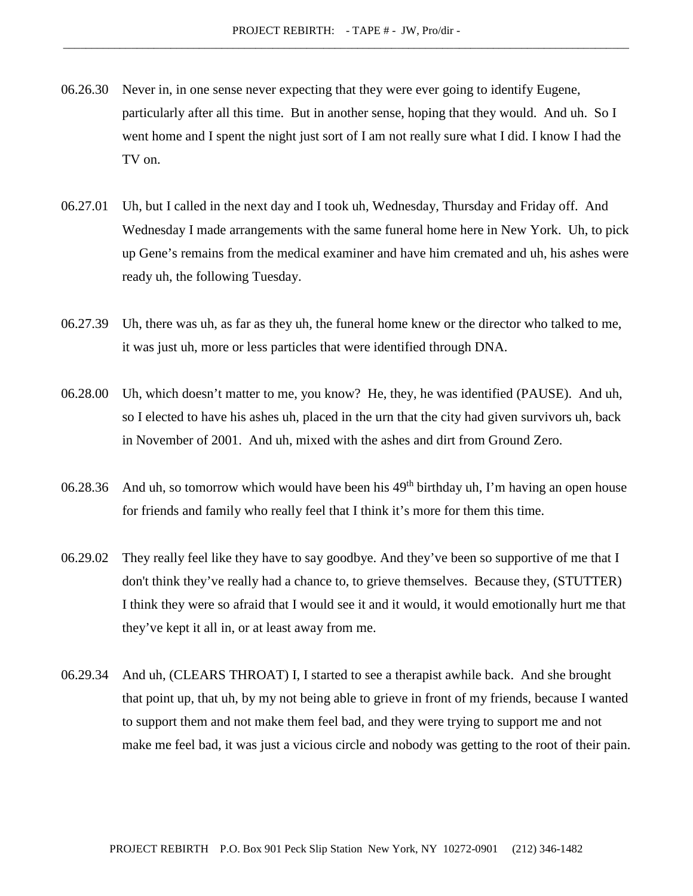06.26.30 Never in, in one sense never expecting that they were ever going to identify Eugene, particularly after all this time. But in another sense, hoping that they would. And uh. So I went home and I spent the night just sort of I am not really sure what I did. I know I had the TV on.

06.27.01 Uh, but I called in the next day and I took uh, Wednesday, Thursday and Friday off. And Wednesday I made arrangements with the same funeral home here in New York. Uh, to pick up Gene's remains from the medical examiner and have him cremated and uh, his ashes were ready uh, the following Tuesday.

06.27.39 Uh, there was uh, as far as they uh, the funeral home knew or the director who talked to me, it was just uh, more or less particles that were identified through DNA.

06.28.00 Uh, which doesn't matter to me, you know? He, they, he was identified (PAUSE). And uh, so I elected to have his ashes uh, placed in the urn that the city had given survivors uh, back in November of 2001. And uh, mixed with the ashes and dirt from Ground Zero.

06.28.36 And uh, so tomorrow which would have been his 49th birthday uh, I'm having an open house for friends and family who really feel that I think it's more for them this time.

06.29.02 They really feel like they have to say goodbye. And they've been so supportive of me that I don't think they've really had a chance to, to grieve themselves. Because they, (STUTTER) I think they were so afraid that I would see it and it would, it would emotionally hurt me that they've kept it all in, or at least away from me.

06.29.34 And uh, (CLEARS THROAT) I, I started to see a therapist awhile back. And she brought that point up, that uh, by my not being able to grieve in front of my friends, because I wanted to support them and not make them feel bad, and they were trying to support me and not make me feel bad, it was just a vicious circle and nobody was getting to the root of their pain.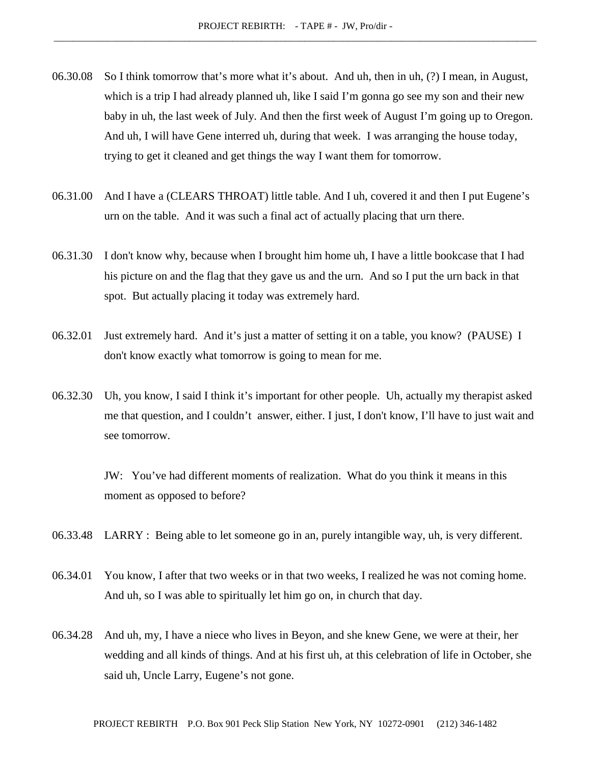06.30.08 So I think tomorrow that's more what it's about. And uh, then in uh, (?) I mean, in August, which is a trip I had already planned uh, like I said I'm gonna go see my son and their new baby in uh, the last week of July. And then the first week of August I'm going up to Oregon. And uh, I will have Gene interred uh, during that week. I was arranging the house today, trying to get it cleaned and get things the way I want them for tomorrow.

06.31.00 And I have a (CLEARS THROAT) little table. And I uh, covered it and then I put Eugene's urn on the table. And it was such a final act of actually placing that urn there.

06.31.30 I don't know why, because when I brought him home uh, I have a little bookcase that I had his picture on and the flag that they gave us and the urn. And so I put the urn back in that spot. But actually placing it today was extremely hard.

06.32.01 Just extremely hard. And it's just a matter of setting it on a table, you know? (PAUSE) I don't know exactly what tomorrow is going to mean for me.

06.32.30 Uh, you know, I said I think it's important for other people. Uh, actually my therapist asked me that question, and I couldn't answer, either. I just, I don't know, I'll have to just wait and see tomorrow.

JW: You've had different moments of realization. What do you think it means in this moment as opposed to before?

06.33.48 LARRY : Being able to let someone go in an, purely intangible way, uh, is very different.

06.34.01 You know, I after that two weeks or in that two weeks, I realized he was not coming home. And uh, so I was able to spiritually let him go on, in church that day.

06.34.28 And uh, my, I have a niece who lives in Beyon, and she knew Gene, we were at their, her wedding and all kinds of things. And at his first uh, at this celebration of life in October, she said uh, Uncle Larry, Eugene's not gone.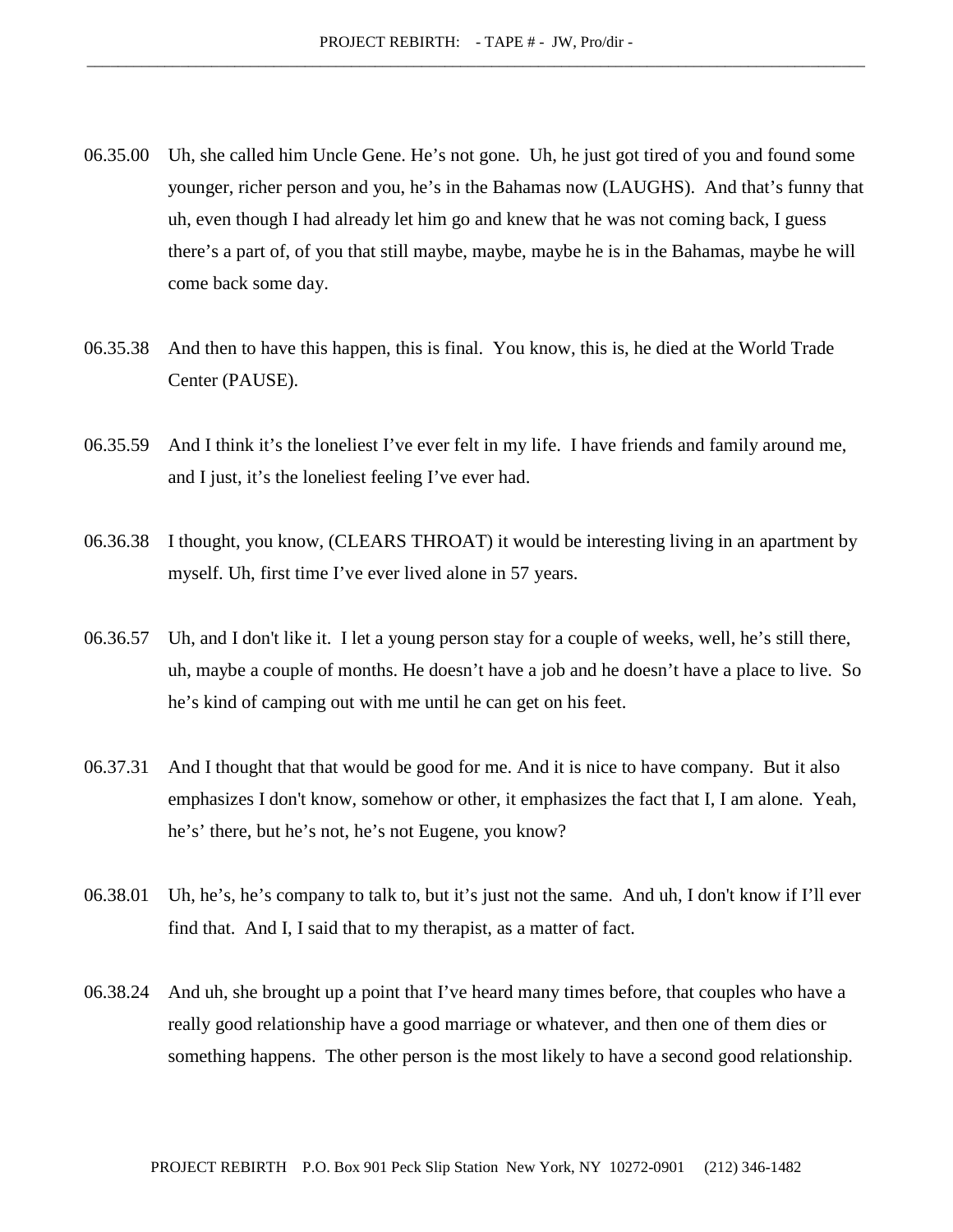06.35.00 Uh, she called him Uncle Gene. He's not gone. Uh, he just got tired of you and found some younger, richer person and you, he's in the Bahamas now (LAUGHS). And that's funny that uh, even though I had already let him go and knew that he was not coming back, I guess there's a part of, of you that still maybe, maybe, maybe he is in the Bahamas, maybe he will come back some day.

06.35.38 And then to have this happen, this is final. You know, this is, he died at the World Trade Center (PAUSE).

06.35.59 And I think it's the loneliest I've ever felt in my life. I have friends and family around me, and I just, it's the loneliest feeling I've ever had.

06.36.38 I thought, you know, (CLEARS THROAT) it would be interesting living in an apartment by myself. Uh, first time I've ever lived alone in 57 years.

06.36.57 Uh, and I don't like it. I let a young person stay for a couple of weeks, well, he's still there, uh, maybe a couple of months. He doesn't have a job and he doesn't have a place to live. So he's kind of camping out with me until he can get on his feet.

06.37.31 And I thought that that would be good for me. And it is nice to have company. But it also emphasizes I don't know, somehow or other, it emphasizes the fact that I, I am alone. Yeah, he's' there, but he's not, he's not Eugene, you know?

06.38.01 Uh, he's, he's company to talk to, but it's just not the same. And uh, I don't know if I'll ever find that. And I, I said that to my therapist, as a matter of fact.

06.38.24 And uh, she brought up a point that I've heard many times before, that couples who have a really good relationship have a good marriage or whatever, and then one of them dies or something happens. The other person is the most likely to have a second good relationship.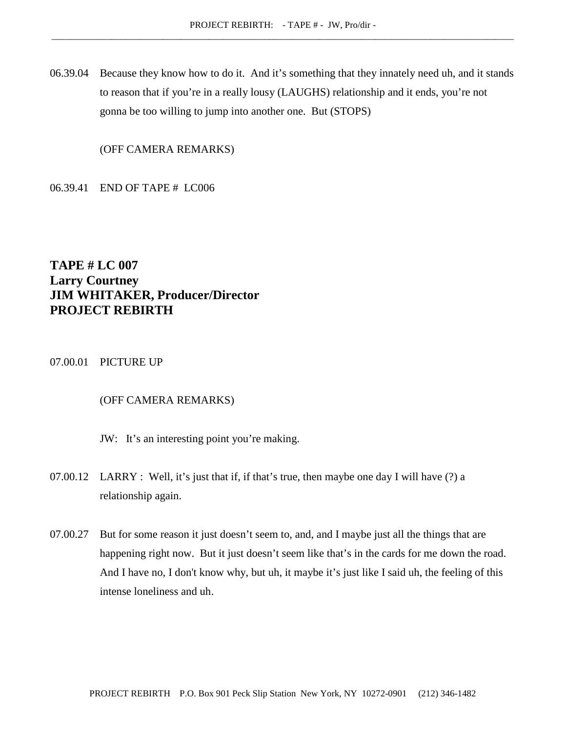06.39.04 Because they know how to do it. And it's something that they innately need uh, and it stands to reason that if you're in a really lousy (LAUGHS) relationship and it ends, you're not gonna be too willing to jump into another one. But (STOPS)

(OFF CAMERA REMARKS)

06.39.41 END OF TAPE # LC006

## TAPE # LC 007
## Larry Courtney
## JIM WHITAKER, Producer/Director
## PROJECT REBIRTH

07.00.01 PICTURE UP

(OFF CAMERA REMARKS)

JW: It's an interesting point you're making.

07.00.12 LARRY : Well, it's just that if, if that's true, then maybe one day I will have (?) a relationship again.

07.00.27 But for some reason it just doesn't seem to, and, and I maybe just all the things that are happening right now. But it just doesn't seem like that's in the cards for me down the road. And I have no, I don't know why, but uh, it maybe it's just like I said uh, the feeling of this intense loneliness and uh.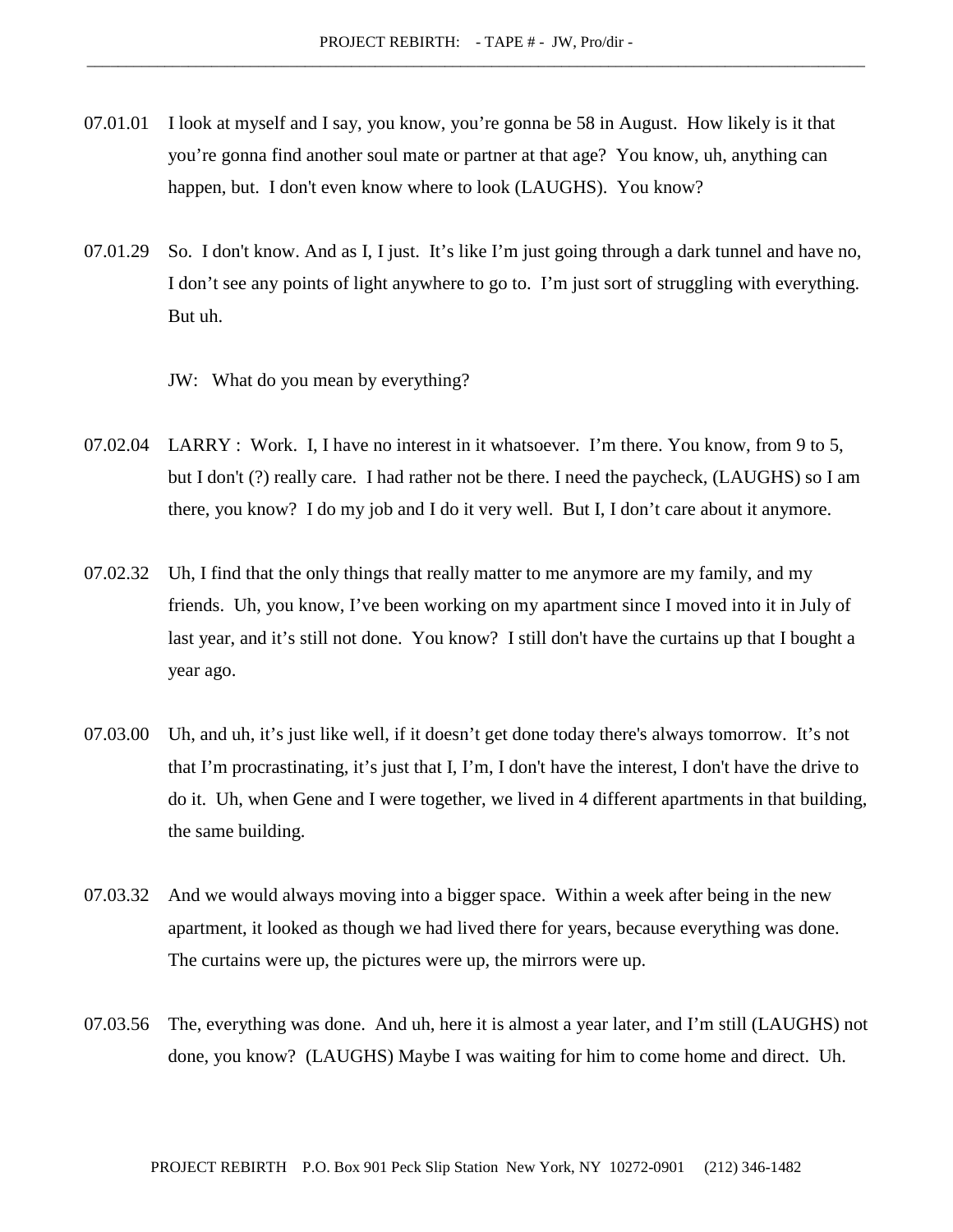07.01.01 I look at myself and I say, you know, you're gonna be 58 in August. How likely is it that you're gonna find another soul mate or partner at that age? You know, uh, anything can happen, but. I don't even know where to look (LAUGHS). You know?

07.01.29 So. I don't know. And as I, I just. It's like I'm just going through a dark tunnel and have no, I don't see any points of light anywhere to go to. I'm just sort of struggling with everything. But uh.

JW: What do you mean by everything?

07.02.04 LARRY : Work. I, I have no interest in it whatsoever. I'm there. You know, from 9 to 5, but I don't (?) really care. I had rather not be there. I need the paycheck, (LAUGHS) so I am there, you know? I do my job and I do it very well. But I, I don't care about it anymore.

07.02.32 Uh, I find that the only things that really matter to me anymore are my family, and my friends. Uh, you know, I've been working on my apartment since I moved into it in July of last year, and it's still not done. You know? I still don't have the curtains up that I bought a year ago.

07.03.00 Uh, and uh, it's just like well, if it doesn't get done today there's always tomorrow. It's not that I'm procrastinating, it's just that I, I'm, I don't have the interest, I don't have the drive to do it. Uh, when Gene and I were together, we lived in 4 different apartments in that building, the same building.

07.03.32 And we would always moving into a bigger space. Within a week after being in the new apartment, it looked as though we had lived there for years, because everything was done. The curtains were up, the pictures were up, the mirrors were up.

07.03.56 The, everything was done. And uh, here it is almost a year later, and I'm still (LAUGHS) not done, you know? (LAUGHS) Maybe I was waiting for him to come home and direct. Uh.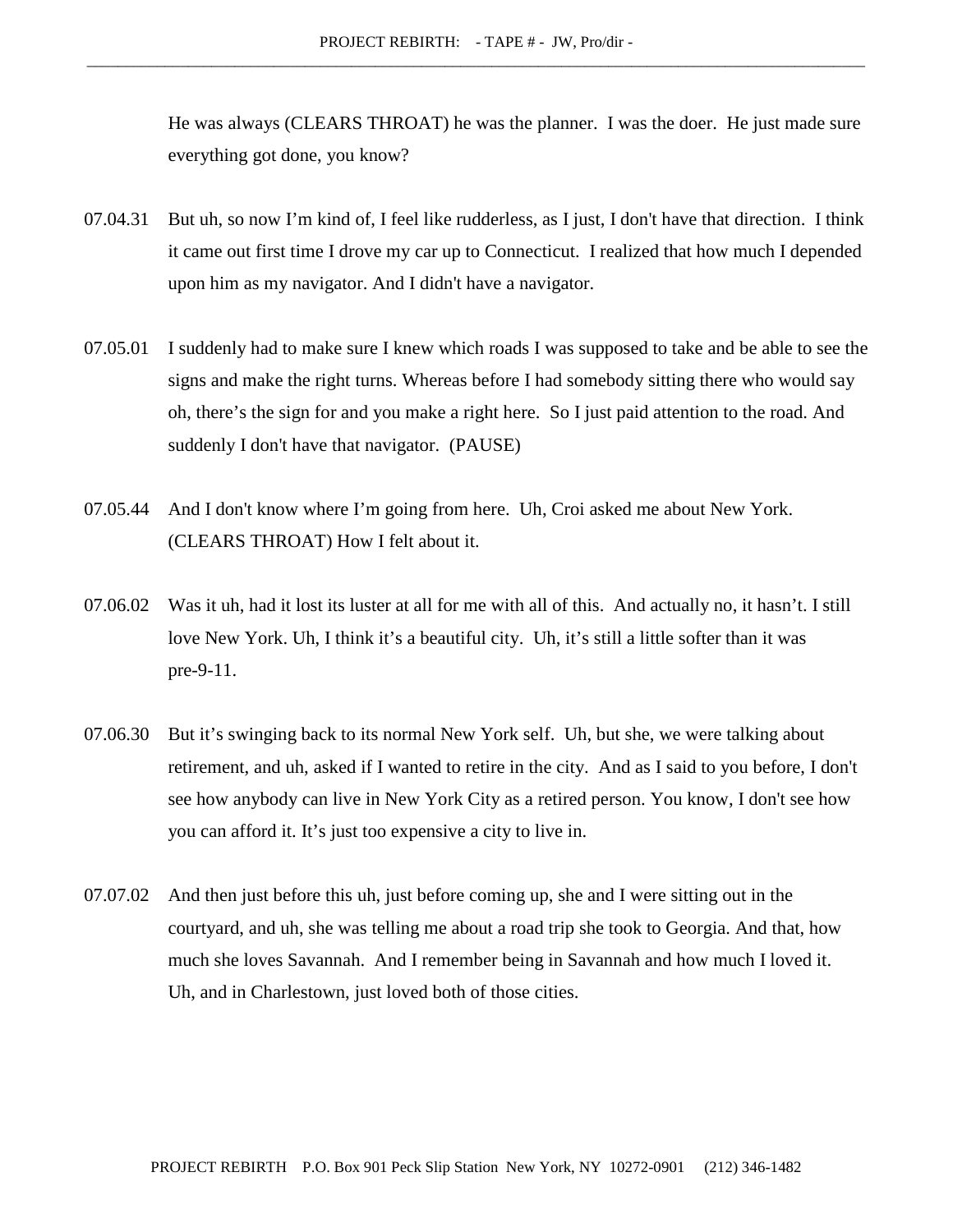He was always (CLEARS THROAT) he was the planner. I was the doer. He just made sure everything got done, you know?

07.04.31 But uh, so now I'm kind of, I feel like rudderless, as I just, I don't have that direction. I think it came out first time I drove my car up to Connecticut. I realized that how much I depended upon him as my navigator. And I didn't have a navigator.

07.05.01 I suddenly had to make sure I knew which roads I was supposed to take and be able to see the signs and make the right turns. Whereas before I had somebody sitting there who would say oh, there's the sign for and you make a right here. So I just paid attention to the road. And suddenly I don't have that navigator. (PAUSE)

07.05.44 And I don't know where I'm going from here. Uh, Croi asked me about New York. (CLEARS THROAT) How I felt about it.

07.06.02 Was it uh, had it lost its luster at all for me with all of this. And actually no, it hasn't. I still love New York. Uh, I think it's a beautiful city. Uh, it's still a little softer than it was pre-9-11.

07.06.30 But it's swinging back to its normal New York self. Uh, but she, we were talking about retirement, and uh, asked if I wanted to retire in the city. And as I said to you before, I don't see how anybody can live in New York City as a retired person. You know, I don't see how you can afford it. It's just too expensive a city to live in.

07.07.02 And then just before this uh, just before coming up, she and I were sitting out in the courtyard, and uh, she was telling me about a road trip she took to Georgia. And that, how much she loves Savannah. And I remember being in Savannah and how much I loved it. Uh, and in Charlestown, just loved both of those cities.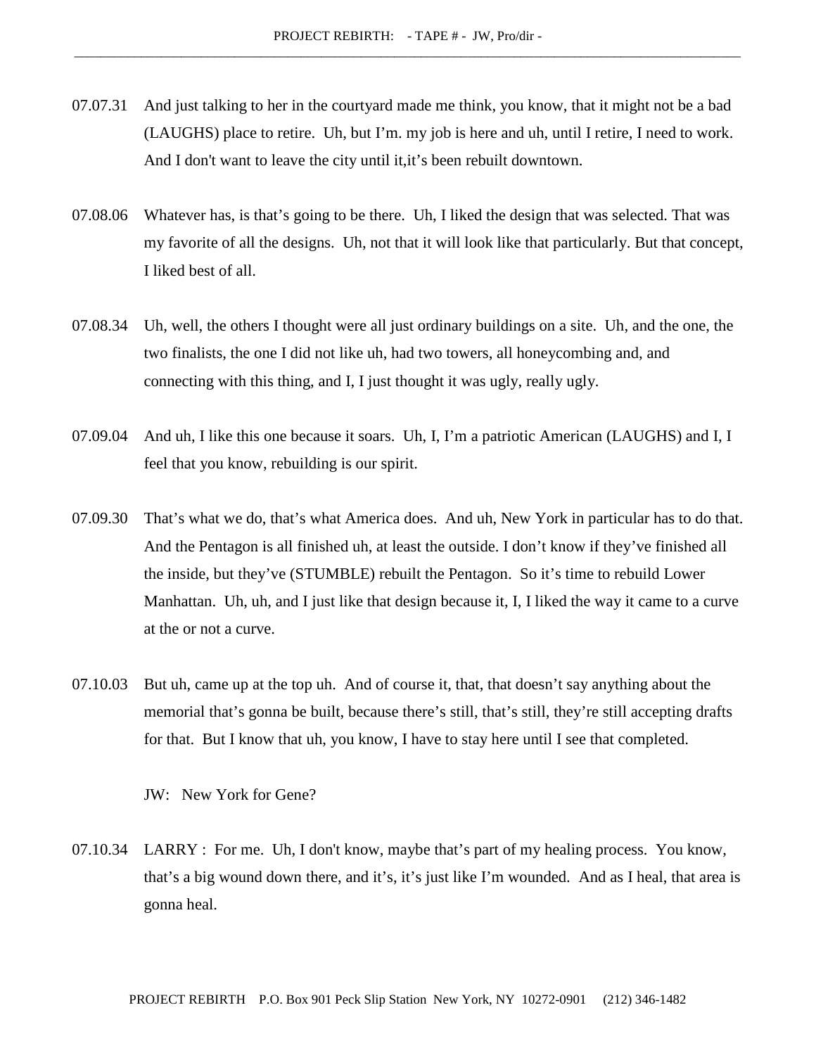07.07.31 And just talking to her in the courtyard made me think, you know, that it might not be a bad (LAUGHS) place to retire. Uh, but I'm. my job is here and uh, until I retire, I need to work. And I don't want to leave the city until it,it's been rebuilt downtown.

07.08.06 Whatever has, is that's going to be there. Uh, I liked the design that was selected. That was my favorite of all the designs. Uh, not that it will look like that particularly. But that concept, I liked best of all.

07.08.34 Uh, well, the others I thought were all just ordinary buildings on a site. Uh, and the one, the two finalists, the one I did not like uh, had two towers, all honeycombing and, and connecting with this thing, and I, I just thought it was ugly, really ugly.

07.09.04 And uh, I like this one because it soars. Uh, I, I'm a patriotic American (LAUGHS) and I, I feel that you know, rebuilding is our spirit.

07.09.30 That's what we do, that's what America does. And uh, New York in particular has to do that. And the Pentagon is all finished uh, at least the outside. I don't know if they've finished all the inside, but they've (STUMBLE) rebuilt the Pentagon. So it's time to rebuild Lower Manhattan. Uh, uh, and I just like that design because it, I, I liked the way it came to a curve at the or not a curve.

07.10.03 But uh, came up at the top uh. And of course it, that, that doesn't say anything about the memorial that's gonna be built, because there's still, that's still, they're still accepting drafts for that. But I know that uh, you know, I have to stay here until I see that completed.

JW: New York for Gene?

07.10.34 LARRY : For me. Uh, I don't know, maybe that's part of my healing process. You know, that's a big wound down there, and it's, it's just like I'm wounded. And as I heal, that area is gonna heal.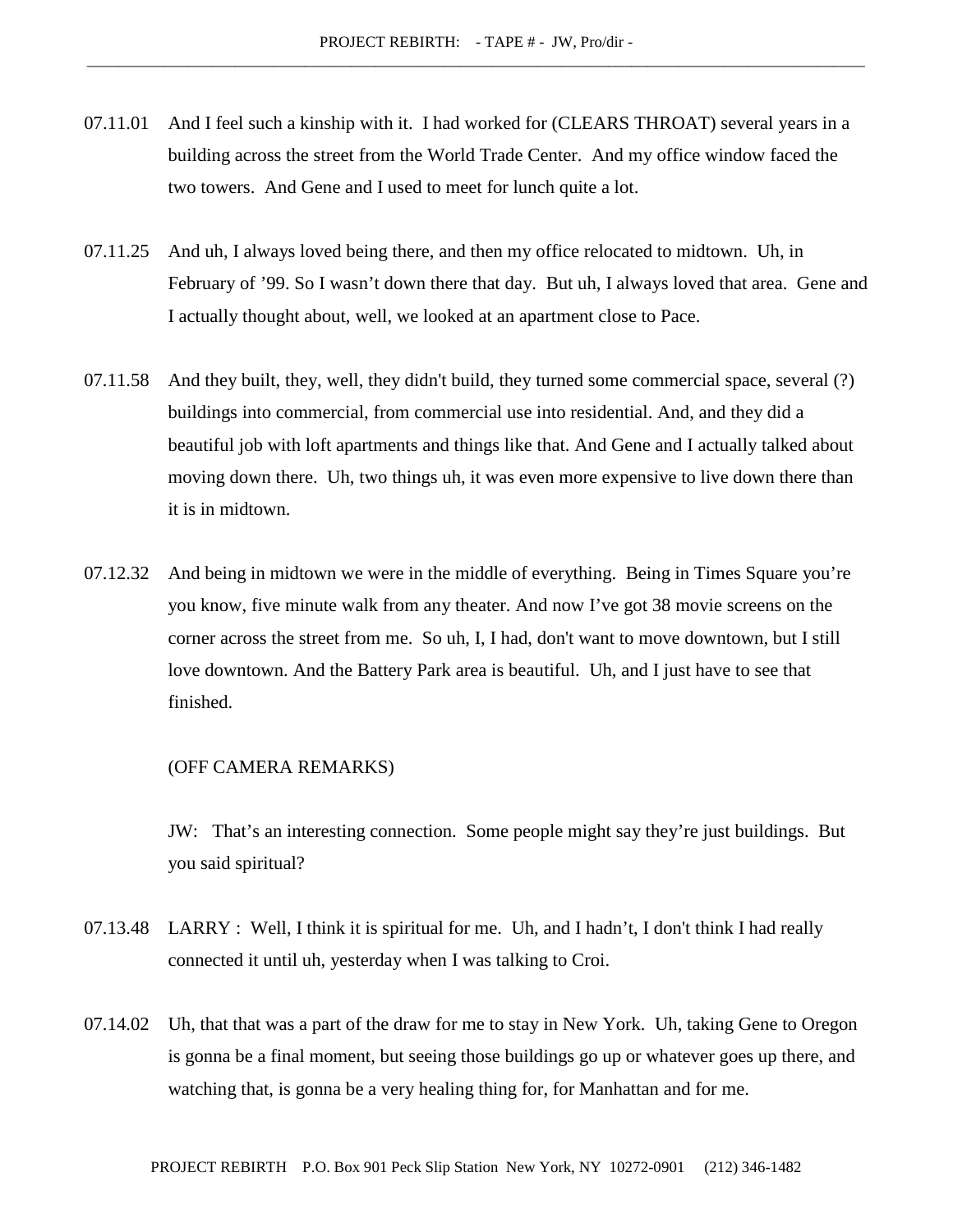07.11.01 And I feel such a kinship with it. I had worked for (CLEARS THROAT) several years in a building across the street from the World Trade Center. And my office window faced the two towers. And Gene and I used to meet for lunch quite a lot.

07.11.25 And uh, I always loved being there, and then my office relocated to midtown. Uh, in February of '99. So I wasn't down there that day. But uh, I always loved that area. Gene and I actually thought about, well, we looked at an apartment close to Pace.

07.11.58 And they built, they, well, they didn't build, they turned some commercial space, several (?) buildings into commercial, from commercial use into residential. And, and they did a beautiful job with loft apartments and things like that. And Gene and I actually talked about moving down there. Uh, two things uh, it was even more expensive to live down there than it is in midtown.

07.12.32 And being in midtown we were in the middle of everything. Being in Times Square you're you know, five minute walk from any theater. And now I've got 38 movie screens on the corner across the street from me. So uh, I, I had, don't want to move downtown, but I still love downtown. And the Battery Park area is beautiful. Uh, and I just have to see that finished.

(OFF CAMERA REMARKS)

JW: That's an interesting connection. Some people might say they're just buildings. But you said spiritual?

07.13.48 LARRY : Well, I think it is spiritual for me. Uh, and I hadn't, I don't think I had really connected it until uh, yesterday when I was talking to Croi.

07.14.02 Uh, that that was a part of the draw for me to stay in New York. Uh, taking Gene to Oregon is gonna be a final moment, but seeing those buildings go up or whatever goes up there, and watching that, is gonna be a very healing thing for, for Manhattan and for me.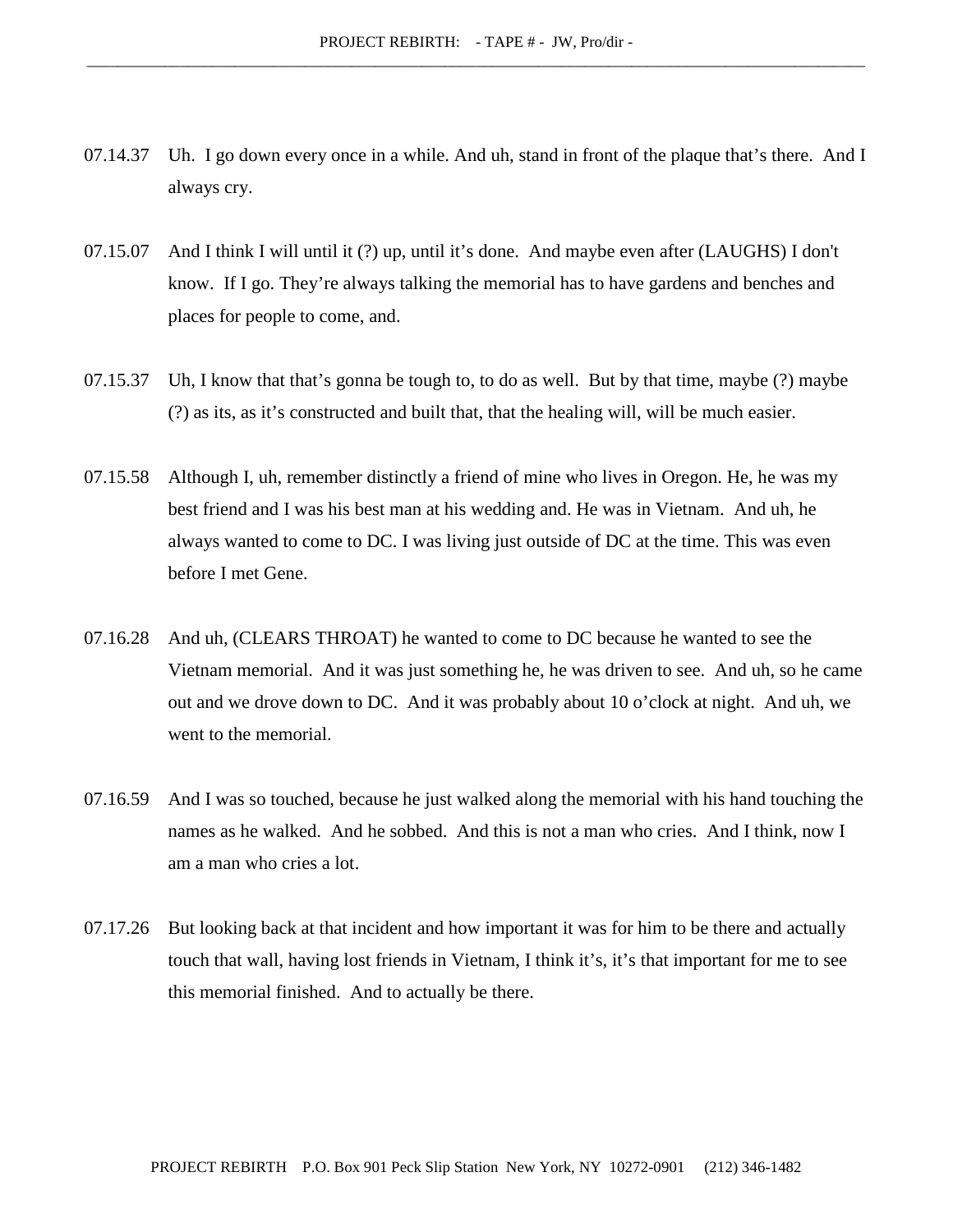07.14.37 Uh. I go down every once in a while. And uh, stand in front of the plaque that's there. And I always cry.

07.15.07 And I think I will until it (?) up, until it's done. And maybe even after (LAUGHS) I don't know. If I go. They're always talking the memorial has to have gardens and benches and places for people to come, and.

07.15.37 Uh, I know that that's gonna be tough to, to do as well. But by that time, maybe (?) maybe (?) as its, as it's constructed and built that, that the healing will, will be much easier.

07.15.58 Although I, uh, remember distinctly a friend of mine who lives in Oregon. He, he was my best friend and I was his best man at his wedding and. He was in Vietnam. And uh, he always wanted to come to DC. I was living just outside of DC at the time. This was even before I met Gene.

07.16.28 And uh, (CLEARS THROAT) he wanted to come to DC because he wanted to see the Vietnam memorial. And it was just something he, he was driven to see. And uh, so he came out and we drove down to DC. And it was probably about 10 o'clock at night. And uh, we went to the memorial.

07.16.59 And I was so touched, because he just walked along the memorial with his hand touching the names as he walked. And he sobbed. And this is not a man who cries. And I think, now I am a man who cries a lot.

07.17.26 But looking back at that incident and how important it was for him to be there and actually touch that wall, having lost friends in Vietnam, I think it's, it's that important for me to see this memorial finished. And to actually be there.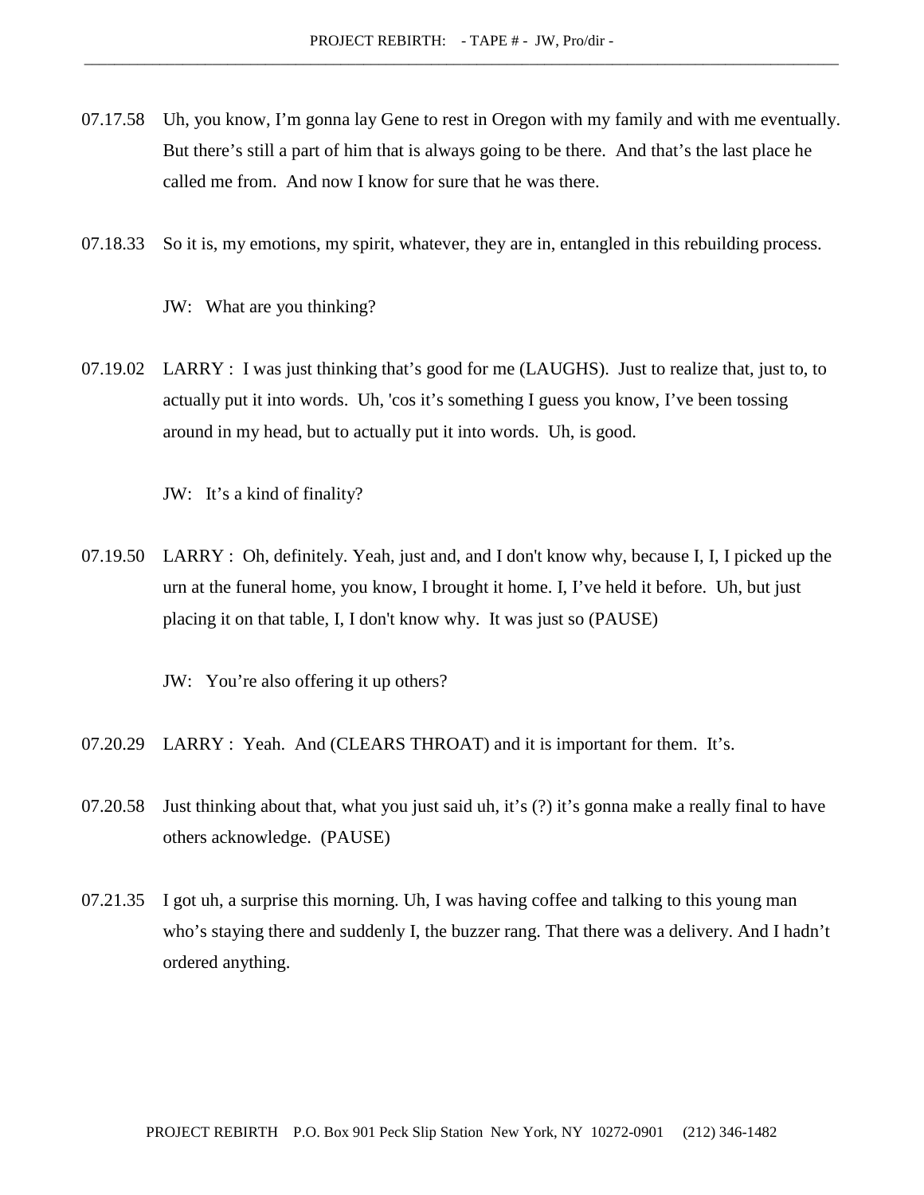07.17.58 Uh, you know, I'm gonna lay Gene to rest in Oregon with my family and with me eventually. But there's still a part of him that is always going to be there. And that's the last place he called me from. And now I know for sure that he was there.

07.18.33 So it is, my emotions, my spirit, whatever, they are in, entangled in this rebuilding process.

JW: What are you thinking?

07.19.02 LARRY : I was just thinking that's good for me (LAUGHS). Just to realize that, just to, to actually put it into words. Uh, 'cos it's something I guess you know, I've been tossing around in my head, but to actually put it into words. Uh, is good.

JW: It's a kind of finality?

07.19.50 LARRY : Oh, definitely. Yeah, just and, and I don't know why, because I, I, I picked up the urn at the funeral home, you know, I brought it home. I, I've held it before. Uh, but just placing it on that table, I, I don't know why. It was just so (PAUSE)

JW: You're also offering it up others?

07.20.29 LARRY : Yeah. And (CLEARS THROAT) and it is important for them. It's.

07.20.58 Just thinking about that, what you just said uh, it's (?) it's gonna make a really final to have others acknowledge. (PAUSE)

07.21.35 I got uh, a surprise this morning. Uh, I was having coffee and talking to this young man who's staying there and suddenly I, the buzzer rang. That there was a delivery. And I hadn't ordered anything.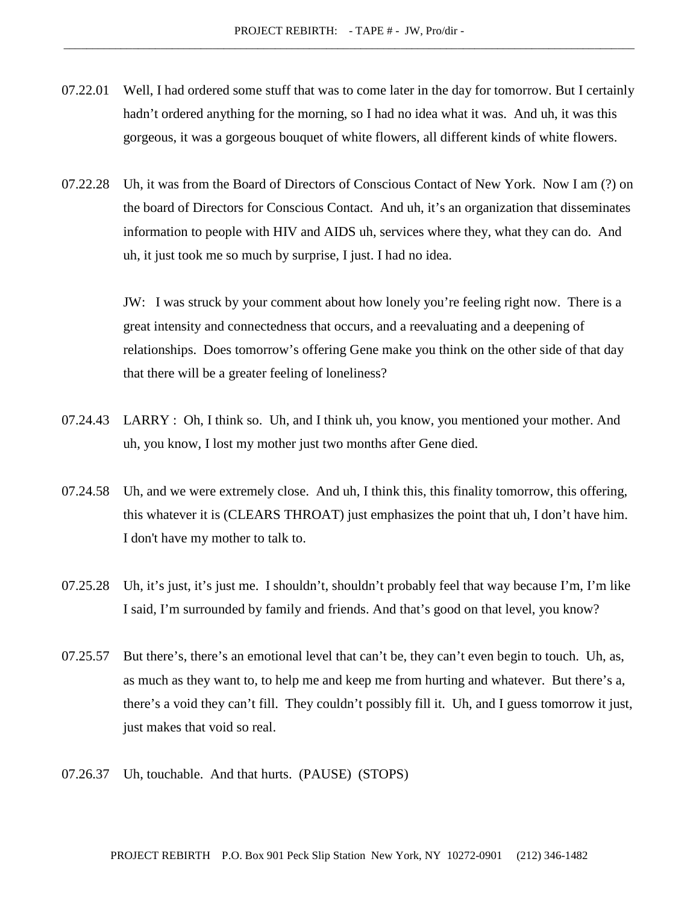07.22.01 Well, I had ordered some stuff that was to come later in the day for tomorrow. But I certainly hadn't ordered anything for the morning, so I had no idea what it was. And uh, it was this gorgeous, it was a gorgeous bouquet of white flowers, all different kinds of white flowers.

07.22.28 Uh, it was from the Board of Directors of Conscious Contact of New York. Now I am (?) on the board of Directors for Conscious Contact. And uh, it's an organization that disseminates information to people with HIV and AIDS uh, services where they, what they can do. And uh, it just took me so much by surprise, I just. I had no idea.

JW: I was struck by your comment about how lonely you're feeling right now. There is a great intensity and connectedness that occurs, and a reevaluating and a deepening of relationships. Does tomorrow's offering Gene make you think on the other side of that day that there will be a greater feeling of loneliness?

07.24.43 LARRY : Oh, I think so. Uh, and I think uh, you know, you mentioned your mother. And uh, you know, I lost my mother just two months after Gene died.

07.24.58 Uh, and we were extremely close. And uh, I think this, this finality tomorrow, this offering, this whatever it is (CLEARS THROAT) just emphasizes the point that uh, I don't have him. I don't have my mother to talk to.

07.25.28 Uh, it's just, it's just me. I shouldn't, shouldn't probably feel that way because I'm, I'm like I said, I'm surrounded by family and friends. And that's good on that level, you know?

07.25.57 But there's, there's an emotional level that can't be, they can't even begin to touch. Uh, as, as much as they want to, to help me and keep me from hurting and whatever. But there's a, there's a void they can't fill. They couldn't possibly fill it. Uh, and I guess tomorrow it just, just makes that void so real.

07.26.37 Uh, touchable. And that hurts. (PAUSE) (STOPS)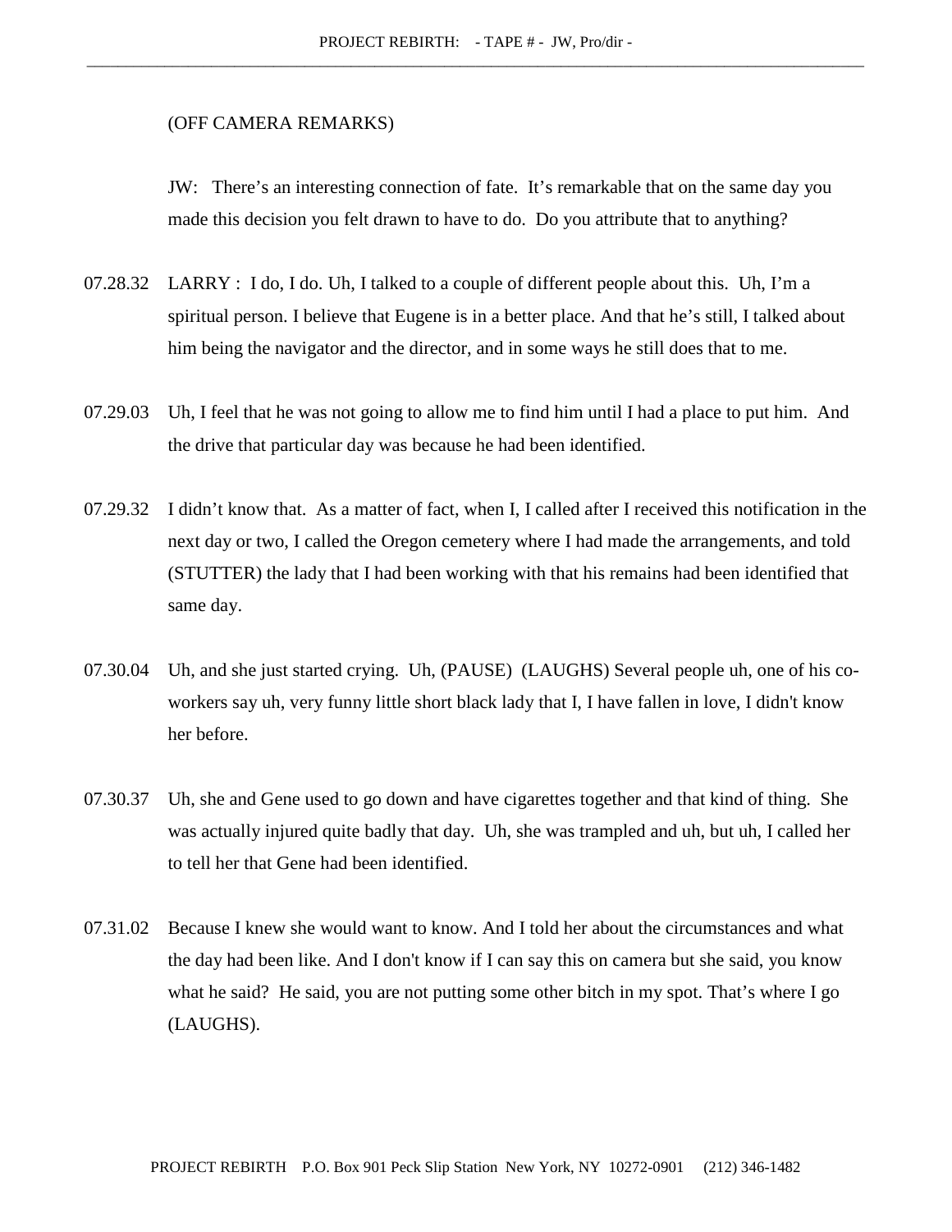(OFF CAMERA REMARKS)

JW: There's an interesting connection of fate. It's remarkable that on the same day you made this decision you felt drawn to have to do. Do you attribute that to anything?

07.28.32 LARRY : I do, I do. Uh, I talked to a couple of different people about this. Uh, I'm a spiritual person. I believe that Eugene is in a better place. And that he's still, I talked about him being the navigator and the director, and in some ways he still does that to me.

07.29.03 Uh, I feel that he was not going to allow me to find him until I had a place to put him. And the drive that particular day was because he had been identified.

07.29.32 I didn't know that. As a matter of fact, when I, I called after I received this notification in the next day or two, I called the Oregon cemetery where I had made the arrangements, and told (STUTTER) the lady that I had been working with that his remains had been identified that same day.

07.30.04 Uh, and she just started crying. Uh, (PAUSE) (LAUGHS) Several people uh, one of his co-workers say uh, very funny little short black lady that I, I have fallen in love, I didn't know her before.

07.30.37 Uh, she and Gene used to go down and have cigarettes together and that kind of thing. She was actually injured quite badly that day. Uh, she was trampled and uh, but uh, I called her to tell her that Gene had been identified.

07.31.02 Because I knew she would want to know. And I told her about the circumstances and what the day had been like. And I don't know if I can say this on camera but she said, you know what he said? He said, you are not putting some other bitch in my spot. That's where I go (LAUGHS).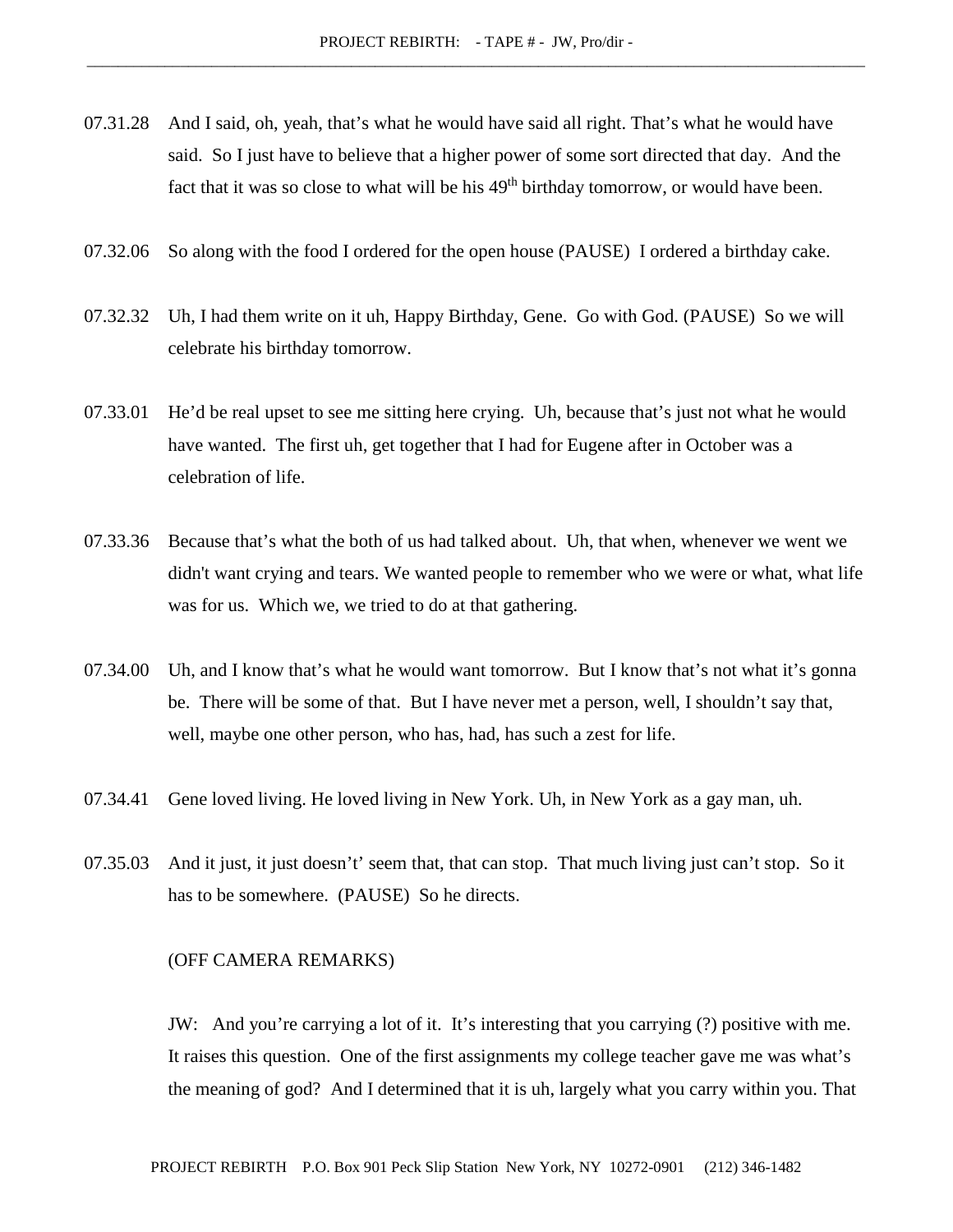07.31.28 And I said, oh, yeah, that's what he would have said all right. That's what he would have said. So I just have to believe that a higher power of some sort directed that day. And the fact that it was so close to what will be his 49th birthday tomorrow, or would have been.

07.32.06 So along with the food I ordered for the open house (PAUSE) I ordered a birthday cake.

07.32.32 Uh, I had them write on it uh, Happy Birthday, Gene. Go with God. (PAUSE) So we will celebrate his birthday tomorrow.

07.33.01 He'd be real upset to see me sitting here crying. Uh, because that's just not what he would have wanted. The first uh, get together that I had for Eugene after in October was a celebration of life.

07.33.36 Because that's what the both of us had talked about. Uh, that when, whenever we went we didn't want crying and tears. We wanted people to remember who we were or what, what life was for us. Which we, we tried to do at that gathering.

07.34.00 Uh, and I know that's what he would want tomorrow. But I know that's not what it's gonna be. There will be some of that. But I have never met a person, well, I shouldn't say that, well, maybe one other person, who has, had, has such a zest for life.

07.34.41 Gene loved living. He loved living in New York. Uh, in New York as a gay man, uh.

07.35.03 And it just, it just doesn't' seem that, that can stop. That much living just can't stop. So it has to be somewhere. (PAUSE) So he directs.

(OFF CAMERA REMARKS)

JW: And you're carrying a lot of it. It's interesting that you carrying (?) positive with me. It raises this question. One of the first assignments my college teacher gave me was what's the meaning of god? And I determined that it is uh, largely what you carry within you. That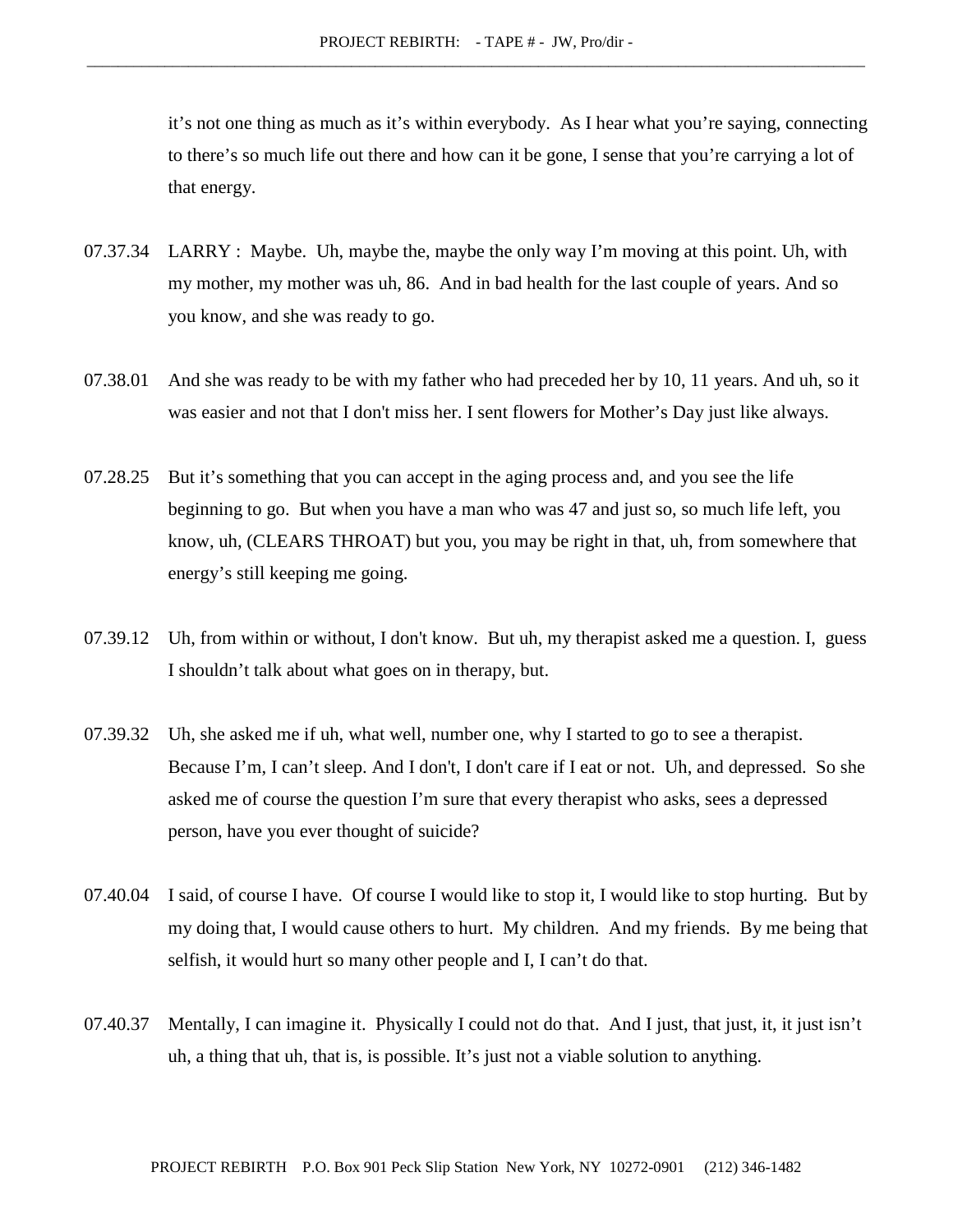it's not one thing as much as it's within everybody. As I hear what you're saying, connecting to there's so much life out there and how can it be gone, I sense that you're carrying a lot of that energy.

07.37.34 LARRY : Maybe. Uh, maybe the, maybe the only way I'm moving at this point. Uh, with my mother, my mother was uh, 86. And in bad health for the last couple of years. And so you know, and she was ready to go.

07.38.01 And she was ready to be with my father who had preceded her by 10, 11 years. And uh, so it was easier and not that I don't miss her. I sent flowers for Mother's Day just like always.

07.28.25 But it's something that you can accept in the aging process and, and you see the life beginning to go. But when you have a man who was 47 and just so, so much life left, you know, uh, (CLEARS THROAT) but you, you may be right in that, uh, from somewhere that energy's still keeping me going.

07.39.12 Uh, from within or without, I don't know. But uh, my therapist asked me a question. I, guess I shouldn't talk about what goes on in therapy, but.

07.39.32 Uh, she asked me if uh, what well, number one, why I started to go to see a therapist. Because I'm, I can't sleep. And I don't, I don't care if I eat or not. Uh, and depressed. So she asked me of course the question I'm sure that every therapist who asks, sees a depressed person, have you ever thought of suicide?

07.40.04 I said, of course I have. Of course I would like to stop it, I would like to stop hurting. But by my doing that, I would cause others to hurt. My children. And my friends. By me being that selfish, it would hurt so many other people and I, I can't do that.

07.40.37 Mentally, I can imagine it. Physically I could not do that. And I just, that just, it, it just isn't uh, a thing that uh, that is, is possible. It's just not a viable solution to anything.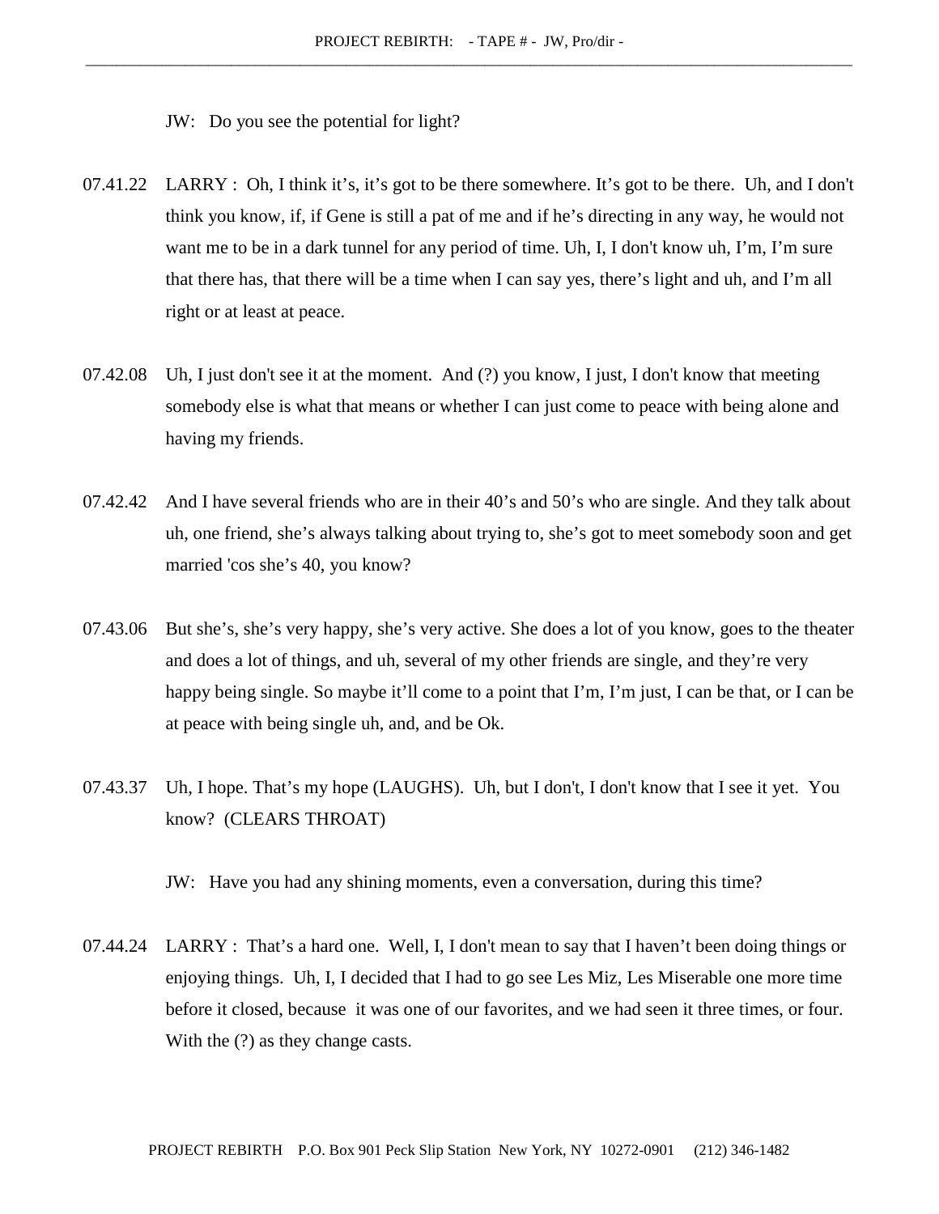JW: Do you see the potential for light?

07.41.22 LARRY : Oh, I think it's, it's got to be there somewhere. It's got to be there. Uh, and I don't think you know, if, if Gene is still a pat of me and if he's directing in any way, he would not want me to be in a dark tunnel for any period of time. Uh, I, I don't know uh, I'm, I'm sure that there has, that there will be a time when I can say yes, there's light and uh, and I'm all right or at least at peace.

07.42.08 Uh, I just don't see it at the moment. And (?) you know, I just, I don't know that meeting somebody else is what that means or whether I can just come to peace with being alone and having my friends.

07.42.42 And I have several friends who are in their 40's and 50's who are single. And they talk about uh, one friend, she's always talking about trying to, she's got to meet somebody soon and get married 'cos she's 40, you know?

07.43.06 But she's, she's very happy, she's very active. She does a lot of you know, goes to the theater and does a lot of things, and uh, several of my other friends are single, and they're very happy being single. So maybe it'll come to a point that I'm, I'm just, I can be that, or I can be at peace with being single uh, and, and be Ok.

07.43.37 Uh, I hope. That's my hope (LAUGHS). Uh, but I don't, I don't know that I see it yet. You know? (CLEARS THROAT)

JW: Have you had any shining moments, even a conversation, during this time?

07.44.24 LARRY : That's a hard one. Well, I, I don't mean to say that I haven't been doing things or enjoying things. Uh, I, I decided that I had to go see Les Miz, Les Miserable one more time before it closed, because it was one of our favorites, and we had seen it three times, or four. With the (?) as they change casts.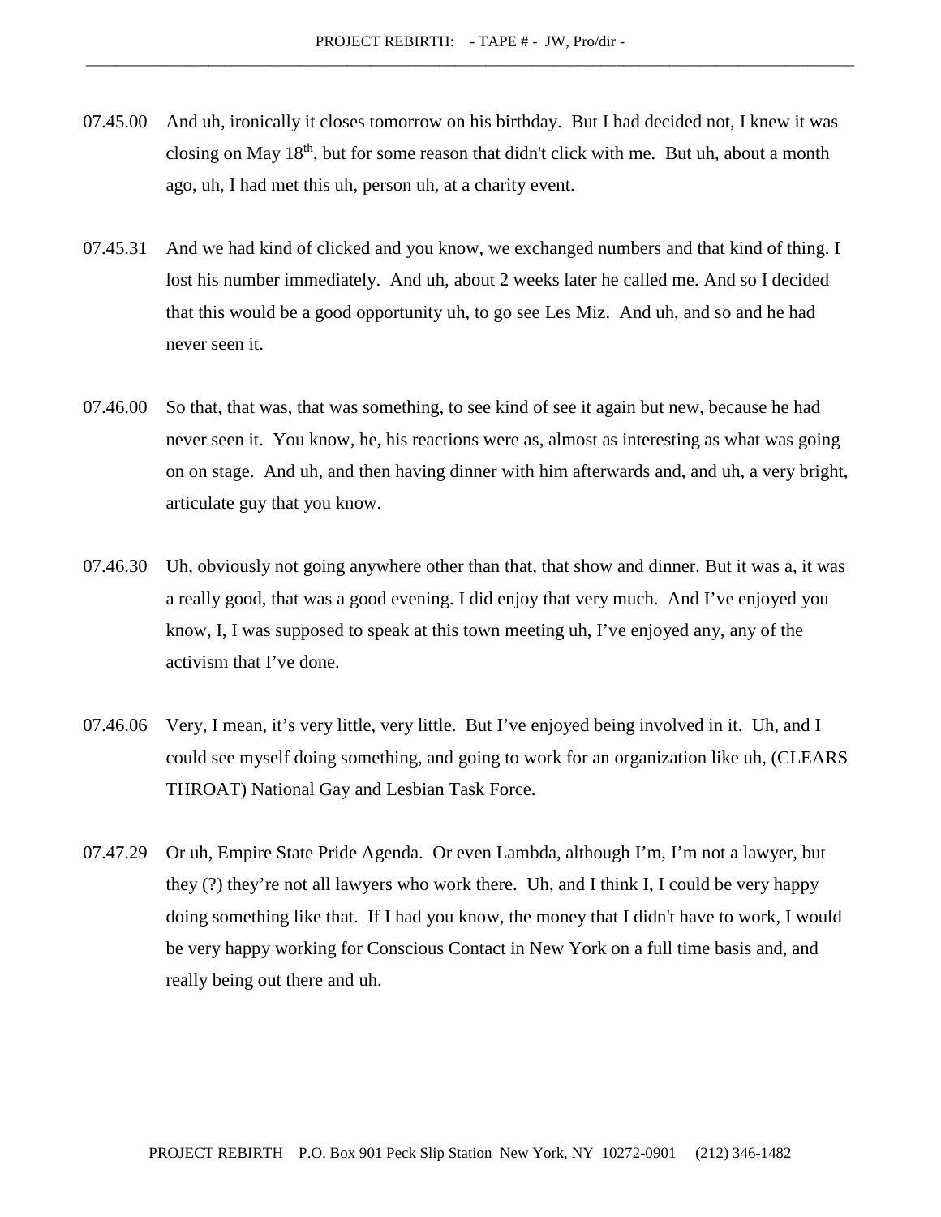07.45.00 And uh, ironically it closes tomorrow on his birthday. But I had decided not, I knew it was closing on May 18th, but for some reason that didn't click with me. But uh, about a month ago, uh, I had met this uh, person uh, at a charity event.

07.45.31 And we had kind of clicked and you know, we exchanged numbers and that kind of thing. I lost his number immediately. And uh, about 2 weeks later he called me. And so I decided that this would be a good opportunity uh, to go see Les Miz. And uh, and so and he had never seen it.

07.46.00 So that, that was, that was something, to see kind of see it again but new, because he had never seen it. You know, he, his reactions were as, almost as interesting as what was going on on stage. And uh, and then having dinner with him afterwards and, and uh, a very bright, articulate guy that you know.

07.46.30 Uh, obviously not going anywhere other than that, that show and dinner. But it was a, it was a really good, that was a good evening. I did enjoy that very much. And I've enjoyed you know, I, I was supposed to speak at this town meeting uh, I've enjoyed any, any of the activism that I've done.

07.46.06 Very, I mean, it's very little, very little. But I've enjoyed being involved in it. Uh, and I could see myself doing something, and going to work for an organization like uh, (CLEARS THROAT) National Gay and Lesbian Task Force.

07.47.29 Or uh, Empire State Pride Agenda. Or even Lambda, although I'm, I'm not a lawyer, but they (?) they're not all lawyers who work there. Uh, and I think I, I could be very happy doing something like that. If I had you know, the money that I didn't have to work, I would be very happy working for Conscious Contact in New York on a full time basis and, and really being out there and uh.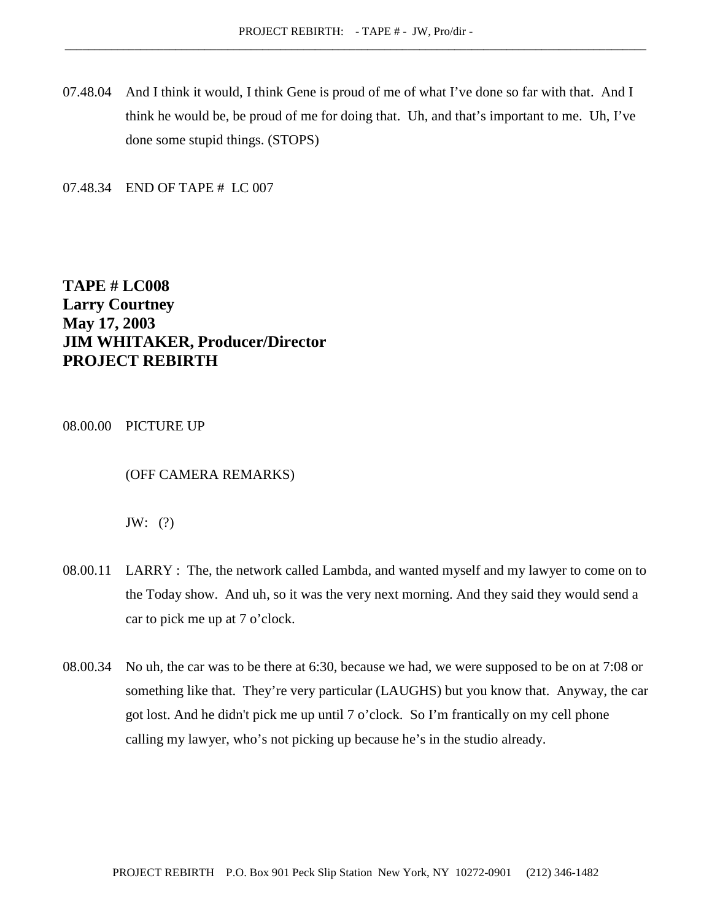07.48.04 And I think it would, I think Gene is proud of me of what I've done so far with that. And I think he would be, be proud of me for doing that. Uh, and that's important to me. Uh, I've done some stupid things. (STOPS)

07.48.34 END OF TAPE # LC 007

**TAPE # LC008**
**Larry Courtney**
**May 17, 2003**
**JIM WHITAKER, Producer/Director**
**PROJECT REBIRTH**

08.00.00 PICTURE UP

(OFF CAMERA REMARKS)

JW: (?)

08.00.11 LARRY : The, the network called Lambda, and wanted myself and my lawyer to come on to the Today show. And uh, so it was the very next morning. And they said they would send a car to pick me up at 7 o'clock.

08.00.34 No uh, the car was to be there at 6:30, because we had, we were supposed to be on at 7:08 or something like that. They're very particular (LAUGHS) but you know that. Anyway, the car got lost. And he didn't pick me up until 7 o'clock. So I'm frantically on my cell phone calling my lawyer, who's not picking up because he's in the studio already.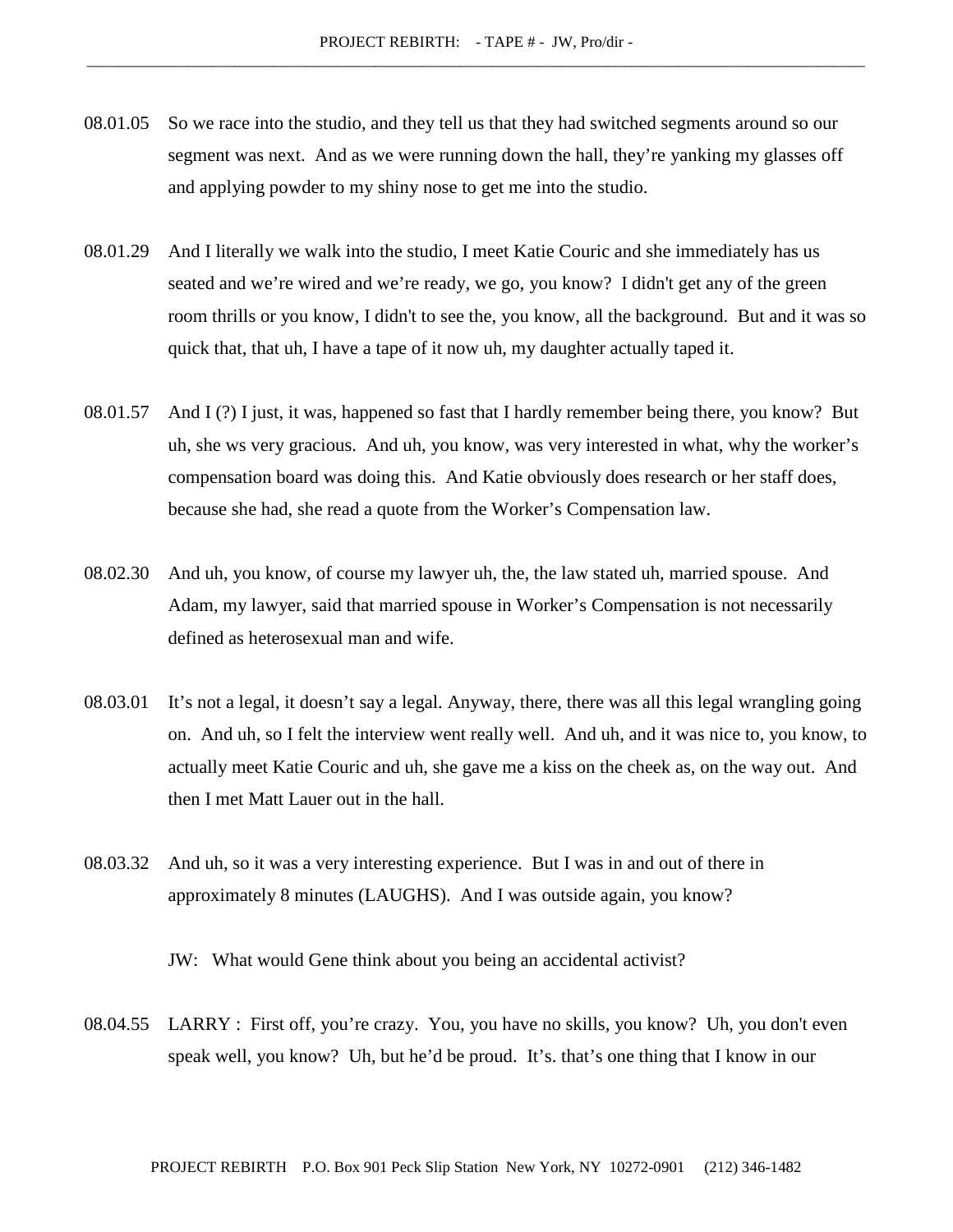08.01.05 So we race into the studio, and they tell us that they had switched segments around so our segment was next. And as we were running down the hall, they're yanking my glasses off and applying powder to my shiny nose to get me into the studio.

08.01.29 And I literally we walk into the studio, I meet Katie Couric and she immediately has us seated and we're wired and we're ready, we go, you know? I didn't get any of the green room thrills or you know, I didn't to see the, you know, all the background. But and it was so quick that, that uh, I have a tape of it now uh, my daughter actually taped it.

08.01.57 And I (?) I just, it was, happened so fast that I hardly remember being there, you know? But uh, she ws very gracious. And uh, you know, was very interested in what, why the worker's compensation board was doing this. And Katie obviously does research or her staff does, because she had, she read a quote from the Worker's Compensation law.

08.02.30 And uh, you know, of course my lawyer uh, the, the law stated uh, married spouse. And Adam, my lawyer, said that married spouse in Worker's Compensation is not necessarily defined as heterosexual man and wife.

08.03.01 It's not a legal, it doesn't say a legal. Anyway, there, there was all this legal wrangling going on. And uh, so I felt the interview went really well. And uh, and it was nice to, you know, to actually meet Katie Couric and uh, she gave me a kiss on the cheek as, on the way out. And then I met Matt Lauer out in the hall.

08.03.32 And uh, so it was a very interesting experience. But I was in and out of there in approximately 8 minutes (LAUGHS). And I was outside again, you know?

JW: What would Gene think about you being an accidental activist?

08.04.55 LARRY : First off, you're crazy. You, you have no skills, you know? Uh, you don't even speak well, you know? Uh, but he'd be proud. It's. that's one thing that I know in our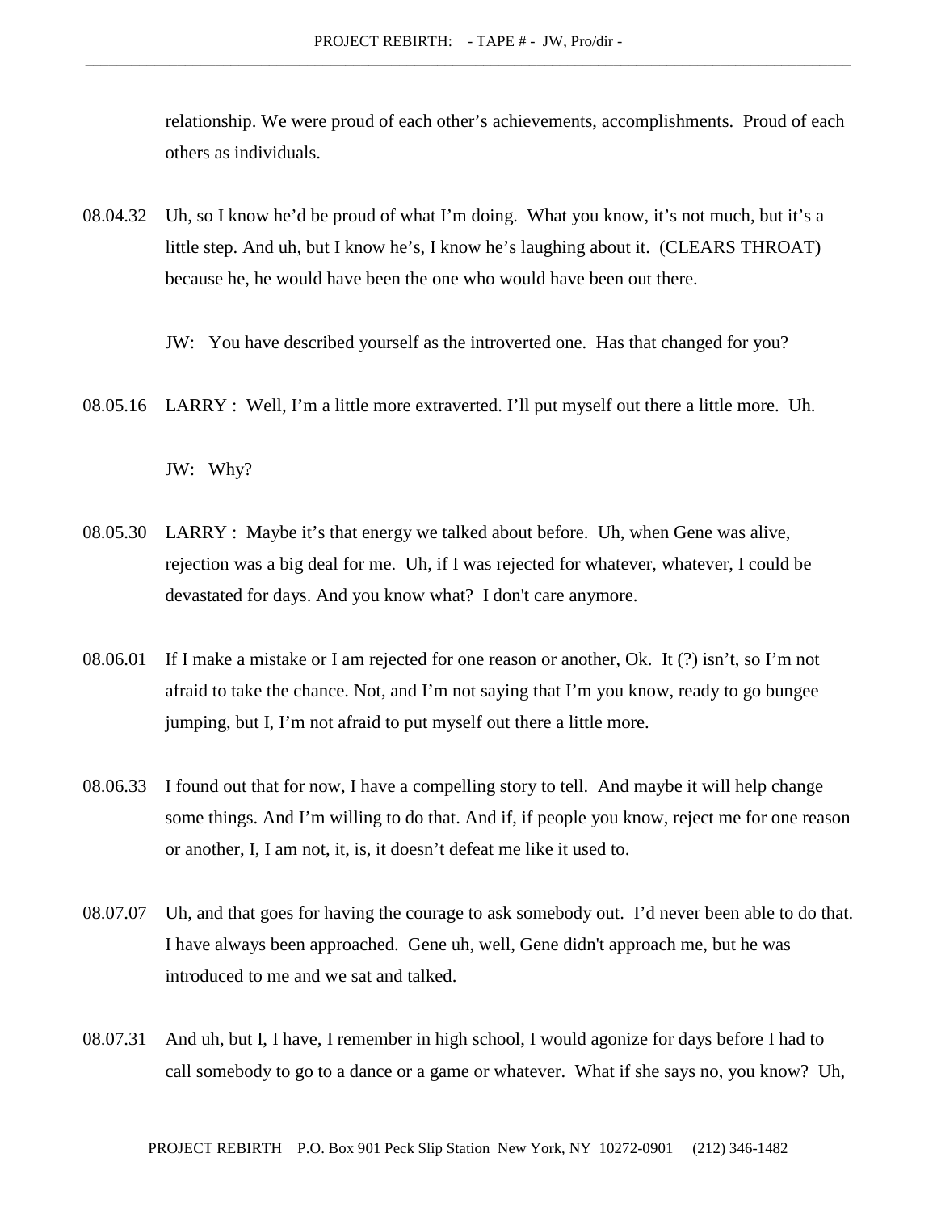relationship. We were proud of each other's achievements, accomplishments. Proud of each others as individuals.

08.04.32 Uh, so I know he'd be proud of what I'm doing. What you know, it's not much, but it's a little step. And uh, but I know he's, I know he's laughing about it. (CLEARS THROAT) because he, he would have been the one who would have been out there.

JW: You have described yourself as the introverted one. Has that changed for you?

08.05.16 LARRY : Well, I'm a little more extraverted. I'll put myself out there a little more. Uh.

JW: Why?

08.05.30 LARRY : Maybe it's that energy we talked about before. Uh, when Gene was alive, rejection was a big deal for me. Uh, if I was rejected for whatever, whatever, I could be devastated for days. And you know what? I don't care anymore.

08.06.01 If I make a mistake or I am rejected for one reason or another, Ok. It (?) isn't, so I'm not afraid to take the chance. Not, and I'm not saying that I'm you know, ready to go bungee jumping, but I, I'm not afraid to put myself out there a little more.

08.06.33 I found out that for now, I have a compelling story to tell. And maybe it will help change some things. And I'm willing to do that. And if, if people you know, reject me for one reason or another, I, I am not, it, is, it doesn't defeat me like it used to.

08.07.07 Uh, and that goes for having the courage to ask somebody out. I'd never been able to do that. I have always been approached. Gene uh, well, Gene didn't approach me, but he was introduced to me and we sat and talked.

08.07.31 And uh, but I, I have, I remember in high school, I would agonize for days before I had to call somebody to go to a dance or a game or whatever. What if she says no, you know? Uh,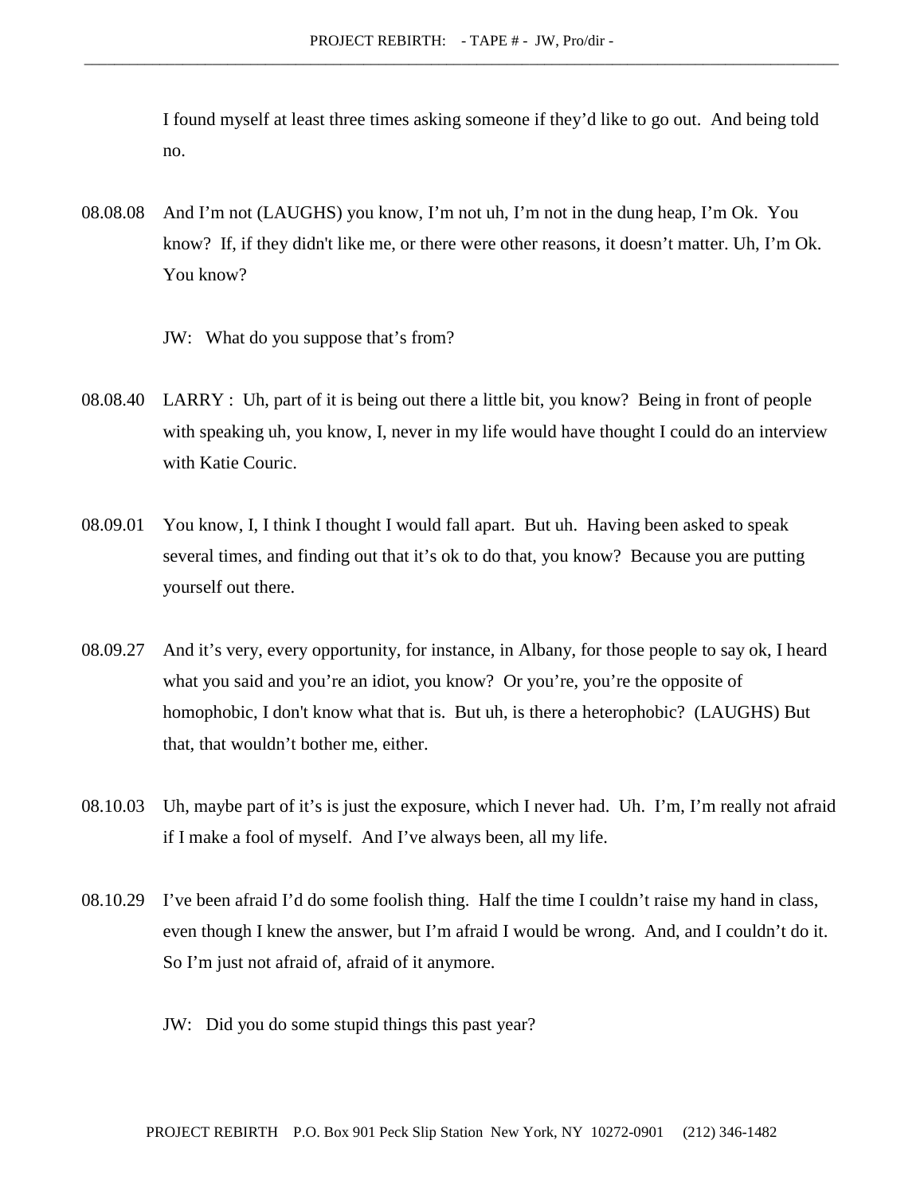I found myself at least three times asking someone if they'd like to go out. And being told no.

08.08.08 And I'm not (LAUGHS) you know, I'm not uh, I'm not in the dung heap, I'm Ok. You know? If, if they didn't like me, or there were other reasons, it doesn't matter. Uh, I'm Ok. You know?

JW: What do you suppose that's from?

08.08.40 LARRY : Uh, part of it is being out there a little bit, you know? Being in front of people with speaking uh, you know, I, never in my life would have thought I could do an interview with Katie Couric.

08.09.01 You know, I, I think I thought I would fall apart. But uh. Having been asked to speak several times, and finding out that it's ok to do that, you know? Because you are putting yourself out there.

08.09.27 And it's very, every opportunity, for instance, in Albany, for those people to say ok, I heard what you said and you're an idiot, you know? Or you're, you're the opposite of homophobic, I don't know what that is. But uh, is there a heterophobic? (LAUGHS) But that, that wouldn't bother me, either.

08.10.03 Uh, maybe part of it's is just the exposure, which I never had. Uh. I'm, I'm really not afraid if I make a fool of myself. And I've always been, all my life.

08.10.29 I've been afraid I'd do some foolish thing. Half the time I couldn't raise my hand in class, even though I knew the answer, but I'm afraid I would be wrong. And, and I couldn't do it. So I'm just not afraid of, afraid of it anymore.

JW: Did you do some stupid things this past year?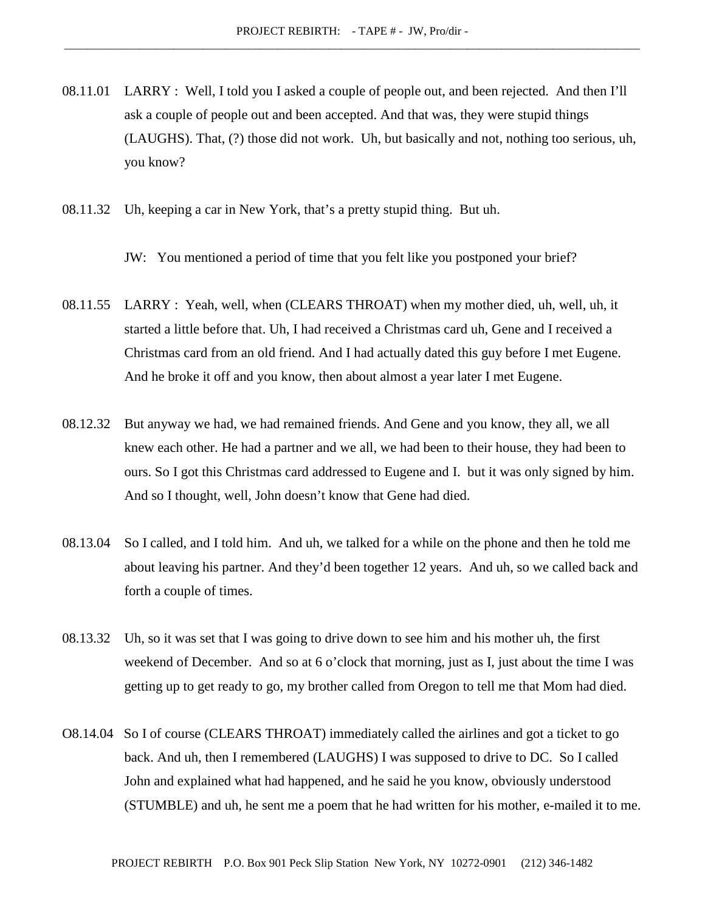08.11.01 LARRY : Well, I told you I asked a couple of people out, and been rejected. And then I'll ask a couple of people out and been accepted. And that was, they were stupid things (LAUGHS). That, (?) those did not work. Uh, but basically and not, nothing too serious, uh, you know?

08.11.32 Uh, keeping a car in New York, that's a pretty stupid thing. But uh.

JW: You mentioned a period of time that you felt like you postponed your brief?

08.11.55 LARRY : Yeah, well, when (CLEARS THROAT) when my mother died, uh, well, uh, it started a little before that. Uh, I had received a Christmas card uh, Gene and I received a Christmas card from an old friend. And I had actually dated this guy before I met Eugene. And he broke it off and you know, then about almost a year later I met Eugene.

08.12.32 But anyway we had, we had remained friends. And Gene and you know, they all, we all knew each other. He had a partner and we all, we had been to their house, they had been to ours. So I got this Christmas card addressed to Eugene and I. but it was only signed by him. And so I thought, well, John doesn't know that Gene had died.

08.13.04 So I called, and I told him. And uh, we talked for a while on the phone and then he told me about leaving his partner. And they'd been together 12 years. And uh, so we called back and forth a couple of times.

08.13.32 Uh, so it was set that I was going to drive down to see him and his mother uh, the first weekend of December. And so at 6 o'clock that morning, just as I, just about the time I was getting up to get ready to go, my brother called from Oregon to tell me that Mom had died.

O8.14.04 So I of course (CLEARS THROAT) immediately called the airlines and got a ticket to go back. And uh, then I remembered (LAUGHS) I was supposed to drive to DC. So I called John and explained what had happened, and he said he you know, obviously understood (STUMBLE) and uh, he sent me a poem that he had written for his mother, e-mailed it to me.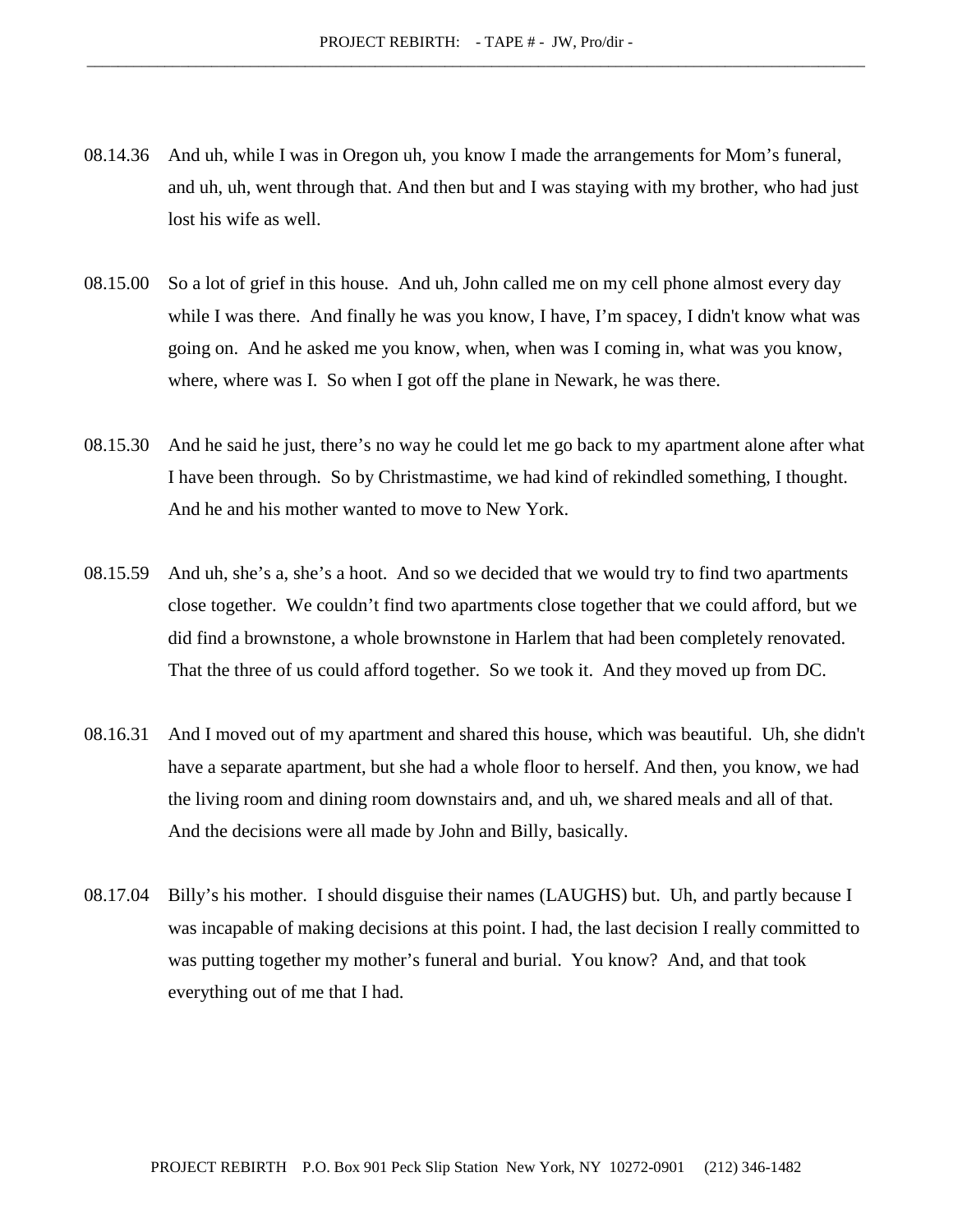08.14.36 And uh, while I was in Oregon uh, you know I made the arrangements for Mom's funeral, and uh, uh, went through that. And then but and I was staying with my brother, who had just lost his wife as well.

08.15.00 So a lot of grief in this house. And uh, John called me on my cell phone almost every day while I was there. And finally he was you know, I have, I'm spacey, I didn't know what was going on. And he asked me you know, when, when was I coming in, what was you know, where, where was I. So when I got off the plane in Newark, he was there.

08.15.30 And he said he just, there's no way he could let me go back to my apartment alone after what I have been through. So by Christmastime, we had kind of rekindled something, I thought. And he and his mother wanted to move to New York.

08.15.59 And uh, she's a, she's a hoot. And so we decided that we would try to find two apartments close together. We couldn't find two apartments close together that we could afford, but we did find a brownstone, a whole brownstone in Harlem that had been completely renovated. That the three of us could afford together. So we took it. And they moved up from DC.

08.16.31 And I moved out of my apartment and shared this house, which was beautiful. Uh, she didn't have a separate apartment, but she had a whole floor to herself. And then, you know, we had the living room and dining room downstairs and, and uh, we shared meals and all of that. And the decisions were all made by John and Billy, basically.

08.17.04 Billy's his mother. I should disguise their names (LAUGHS) but. Uh, and partly because I was incapable of making decisions at this point. I had, the last decision I really committed to was putting together my mother's funeral and burial. You know? And, and that took everything out of me that I had.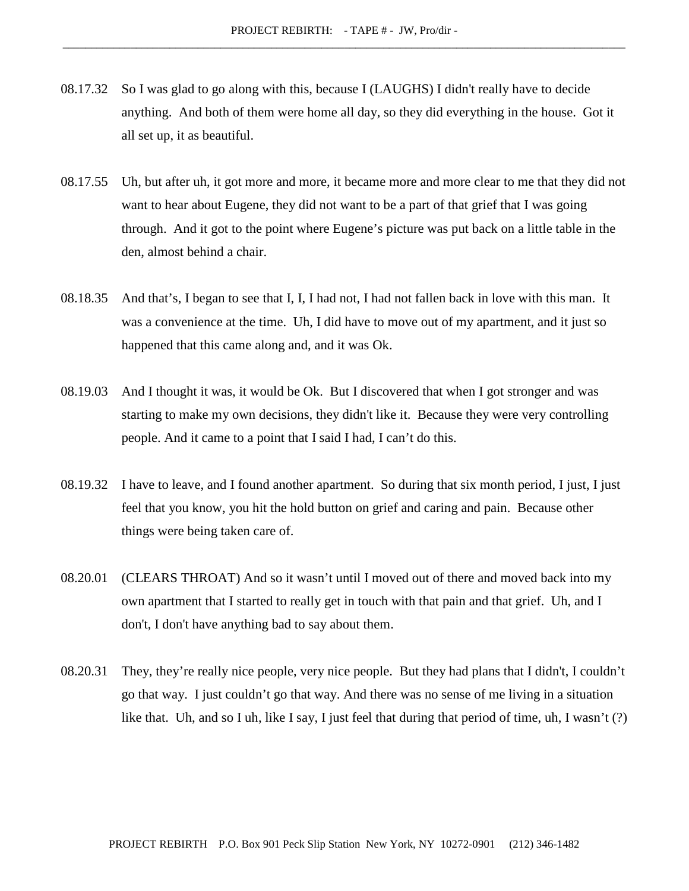08.17.32 So I was glad to go along with this, because I (LAUGHS) I didn't really have to decide anything. And both of them were home all day, so they did everything in the house. Got it all set up, it as beautiful.

08.17.55 Uh, but after uh, it got more and more, it became more and more clear to me that they did not want to hear about Eugene, they did not want to be a part of that grief that I was going through. And it got to the point where Eugene's picture was put back on a little table in the den, almost behind a chair.

08.18.35 And that's, I began to see that I, I, I had not, I had not fallen back in love with this man. It was a convenience at the time. Uh, I did have to move out of my apartment, and it just so happened that this came along and, and it was Ok.

08.19.03 And I thought it was, it would be Ok. But I discovered that when I got stronger and was starting to make my own decisions, they didn't like it. Because they were very controlling people. And it came to a point that I said I had, I can't do this.

08.19.32 I have to leave, and I found another apartment. So during that six month period, I just, I just feel that you know, you hit the hold button on grief and caring and pain. Because other things were being taken care of.

08.20.01 (CLEARS THROAT) And so it wasn't until I moved out of there and moved back into my own apartment that I started to really get in touch with that pain and that grief. Uh, and I don't, I don't have anything bad to say about them.

08.20.31 They, they're really nice people, very nice people. But they had plans that I didn't, I couldn't go that way. I just couldn't go that way. And there was no sense of me living in a situation like that. Uh, and so I uh, like I say, I just feel that during that period of time, uh, I wasn't (?)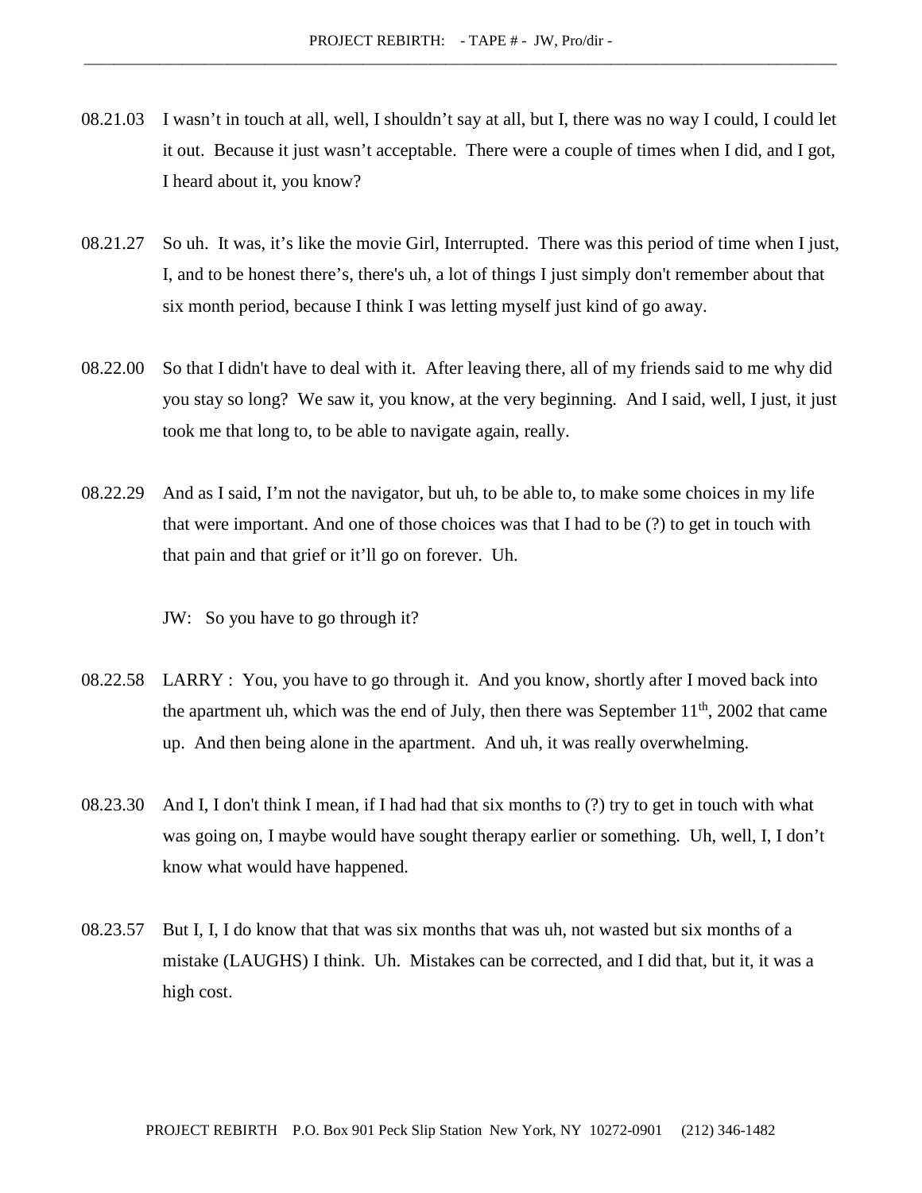08.21.03 I wasn't in touch at all, well, I shouldn't say at all, but I, there was no way I could, I could let it out. Because it just wasn't acceptable. There were a couple of times when I did, and I got, I heard about it, you know?

08.21.27 So uh. It was, it's like the movie Girl, Interrupted. There was this period of time when I just, I, and to be honest there's, there's uh, a lot of things I just simply don't remember about that six month period, because I think I was letting myself just kind of go away.

08.22.00 So that I didn't have to deal with it. After leaving there, all of my friends said to me why did you stay so long? We saw it, you know, at the very beginning. And I said, well, I just, it just took me that long to, to be able to navigate again, really.

08.22.29 And as I said, I'm not the navigator, but uh, to be able to, to make some choices in my life that were important. And one of those choices was that I had to be (?) to get in touch with that pain and that grief or it'll go on forever. Uh.

JW: So you have to go through it?

08.22.58 LARRY : You, you have to go through it. And you know, shortly after I moved back into the apartment uh, which was the end of July, then there was September 11th, 2002 that came up. And then being alone in the apartment. And uh, it was really overwhelming.

08.23.30 And I, I don't think I mean, if I had had that six months to (?) try to get in touch with what was going on, I maybe would have sought therapy earlier or something. Uh, well, I, I don't know what would have happened.

08.23.57 But I, I, I do know that that was six months that was uh, not wasted but six months of a mistake (LAUGHS) I think. Uh. Mistakes can be corrected, and I did that, but it, it was a high cost.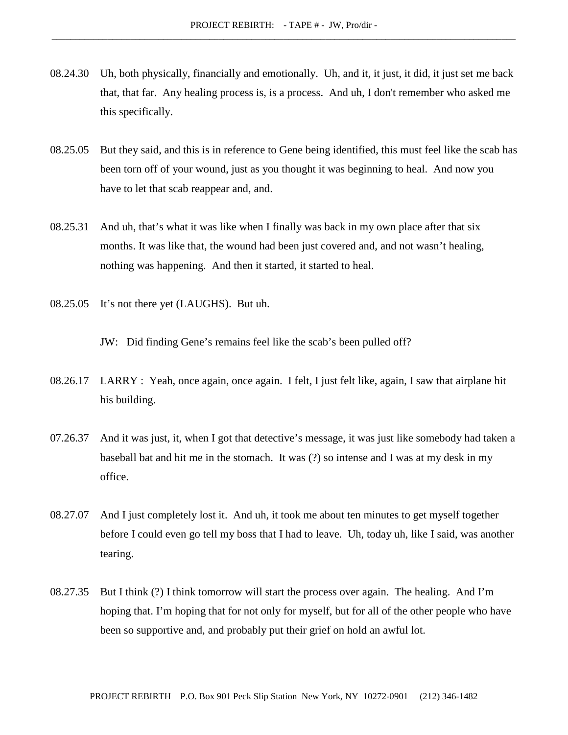08.24.30 Uh, both physically, financially and emotionally. Uh, and it, it just, it did, it just set me back that, that far. Any healing process is, is a process. And uh, I don't remember who asked me this specifically.

08.25.05 But they said, and this is in reference to Gene being identified, this must feel like the scab has been torn off of your wound, just as you thought it was beginning to heal. And now you have to let that scab reappear and, and.

08.25.31 And uh, that's what it was like when I finally was back in my own place after that six months. It was like that, the wound had been just covered and, and not wasn't healing, nothing was happening. And then it started, it started to heal.

08.25.05 It's not there yet (LAUGHS). But uh.

JW: Did finding Gene's remains feel like the scab's been pulled off?

08.26.17 LARRY : Yeah, once again, once again. I felt, I just felt like, again, I saw that airplane hit his building.

07.26.37 And it was just, it, when I got that detective's message, it was just like somebody had taken a baseball bat and hit me in the stomach. It was (?) so intense and I was at my desk in my office.

08.27.07 And I just completely lost it. And uh, it took me about ten minutes to get myself together before I could even go tell my boss that I had to leave. Uh, today uh, like I said, was another tearing.

08.27.35 But I think (?) I think tomorrow will start the process over again. The healing. And I'm hoping that. I'm hoping that for not only for myself, but for all of the other people who have been so supportive and, and probably put their grief on hold an awful lot.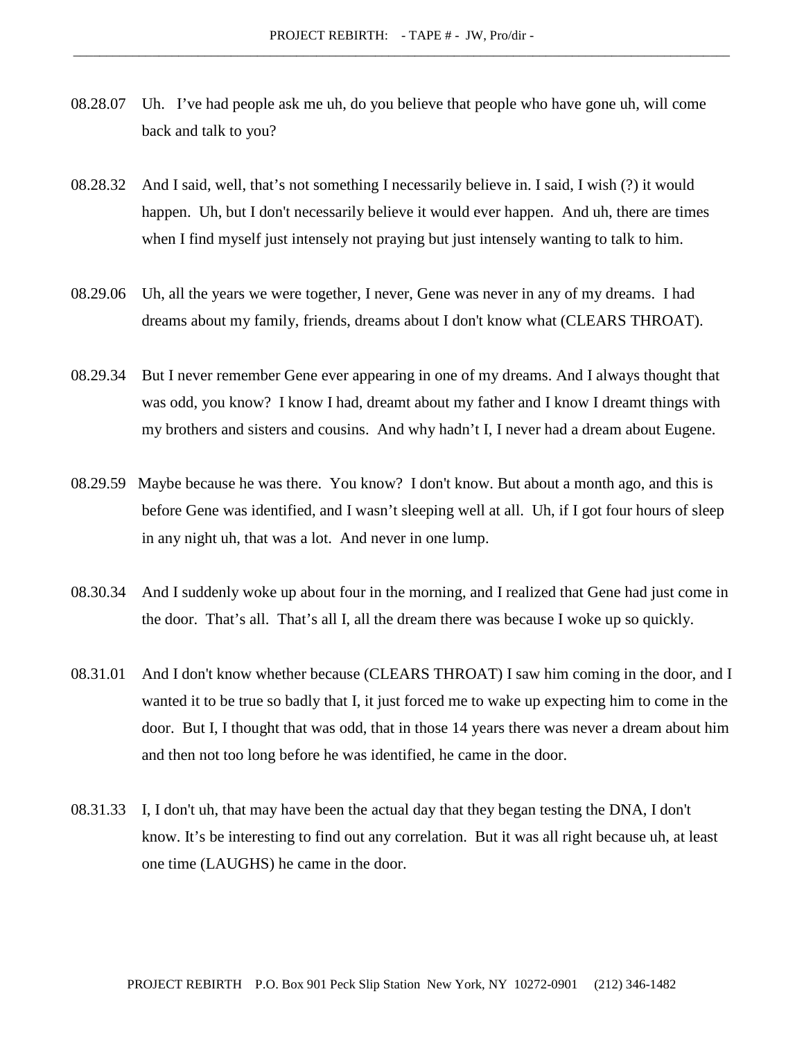08.28.07 Uh. I've had people ask me uh, do you believe that people who have gone uh, will come back and talk to you?

08.28.32 And I said, well, that's not something I necessarily believe in. I said, I wish (?) it would happen. Uh, but I don't necessarily believe it would ever happen. And uh, there are times when I find myself just intensely not praying but just intensely wanting to talk to him.

08.29.06 Uh, all the years we were together, I never, Gene was never in any of my dreams. I had dreams about my family, friends, dreams about I don't know what (CLEARS THROAT).

08.29.34 But I never remember Gene ever appearing in one of my dreams. And I always thought that was odd, you know? I know I had, dreamt about my father and I know I dreamt things with my brothers and sisters and cousins. And why hadn't I, I never had a dream about Eugene.

08.29.59 Maybe because he was there. You know? I don't know. But about a month ago, and this is before Gene was identified, and I wasn't sleeping well at all. Uh, if I got four hours of sleep in any night uh, that was a lot. And never in one lump.

08.30.34 And I suddenly woke up about four in the morning, and I realized that Gene had just come in the door. That's all. That's all I, all the dream there was because I woke up so quickly.

08.31.01 And I don't know whether because (CLEARS THROAT) I saw him coming in the door, and I wanted it to be true so badly that I, it just forced me to wake up expecting him to come in the door. But I, I thought that was odd, that in those 14 years there was never a dream about him and then not too long before he was identified, he came in the door.

08.31.33 I, I don't uh, that may have been the actual day that they began testing the DNA, I don't know. It's be interesting to find out any correlation. But it was all right because uh, at least one time (LAUGHS) he came in the door.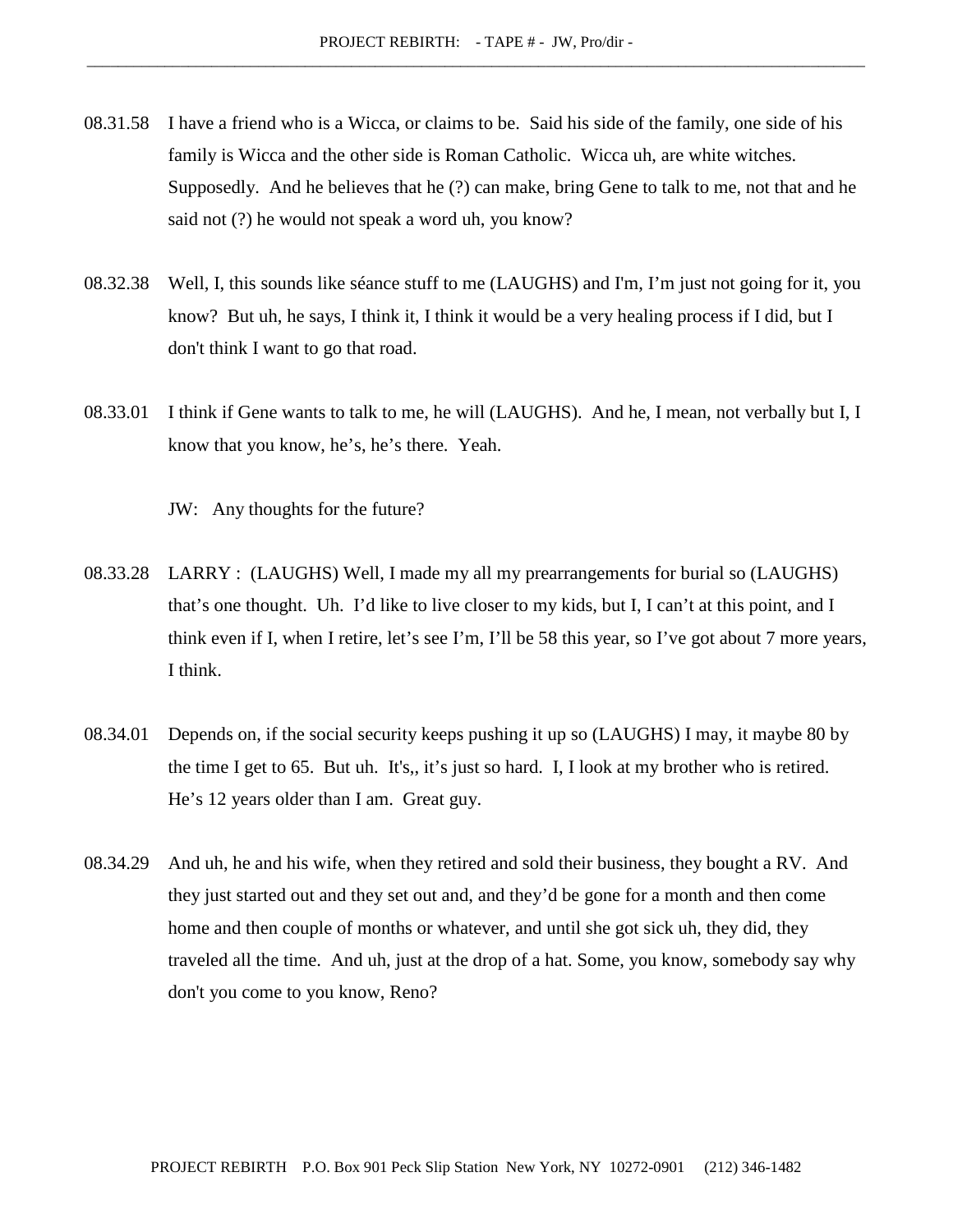08.31.58 I have a friend who is a Wicca, or claims to be. Said his side of the family, one side of his family is Wicca and the other side is Roman Catholic. Wicca uh, are white witches. Supposedly. And he believes that he (?) can make, bring Gene to talk to me, not that and he said not (?) he would not speak a word uh, you know?

08.32.38 Well, I, this sounds like séance stuff to me (LAUGHS) and I'm, I'm just not going for it, you know? But uh, he says, I think it, I think it would be a very healing process if I did, but I don't think I want to go that road.

08.33.01 I think if Gene wants to talk to me, he will (LAUGHS). And he, I mean, not verbally but I, I know that you know, he's, he's there. Yeah.

JW: Any thoughts for the future?

08.33.28 LARRY : (LAUGHS) Well, I made my all my prearrangements for burial so (LAUGHS) that's one thought. Uh. I'd like to live closer to my kids, but I, I can't at this point, and I think even if I, when I retire, let's see I'm, I'll be 58 this year, so I've got about 7 more years, I think.

08.34.01 Depends on, if the social security keeps pushing it up so (LAUGHS) I may, it maybe 80 by the time I get to 65. But uh. It's,, it's just so hard. I, I look at my brother who is retired. He's 12 years older than I am. Great guy.

08.34.29 And uh, he and his wife, when they retired and sold their business, they bought a RV. And they just started out and they set out and, and they'd be gone for a month and then come home and then couple of months or whatever, and until she got sick uh, they did, they traveled all the time. And uh, just at the drop of a hat. Some, you know, somebody say why don't you come to you know, Reno?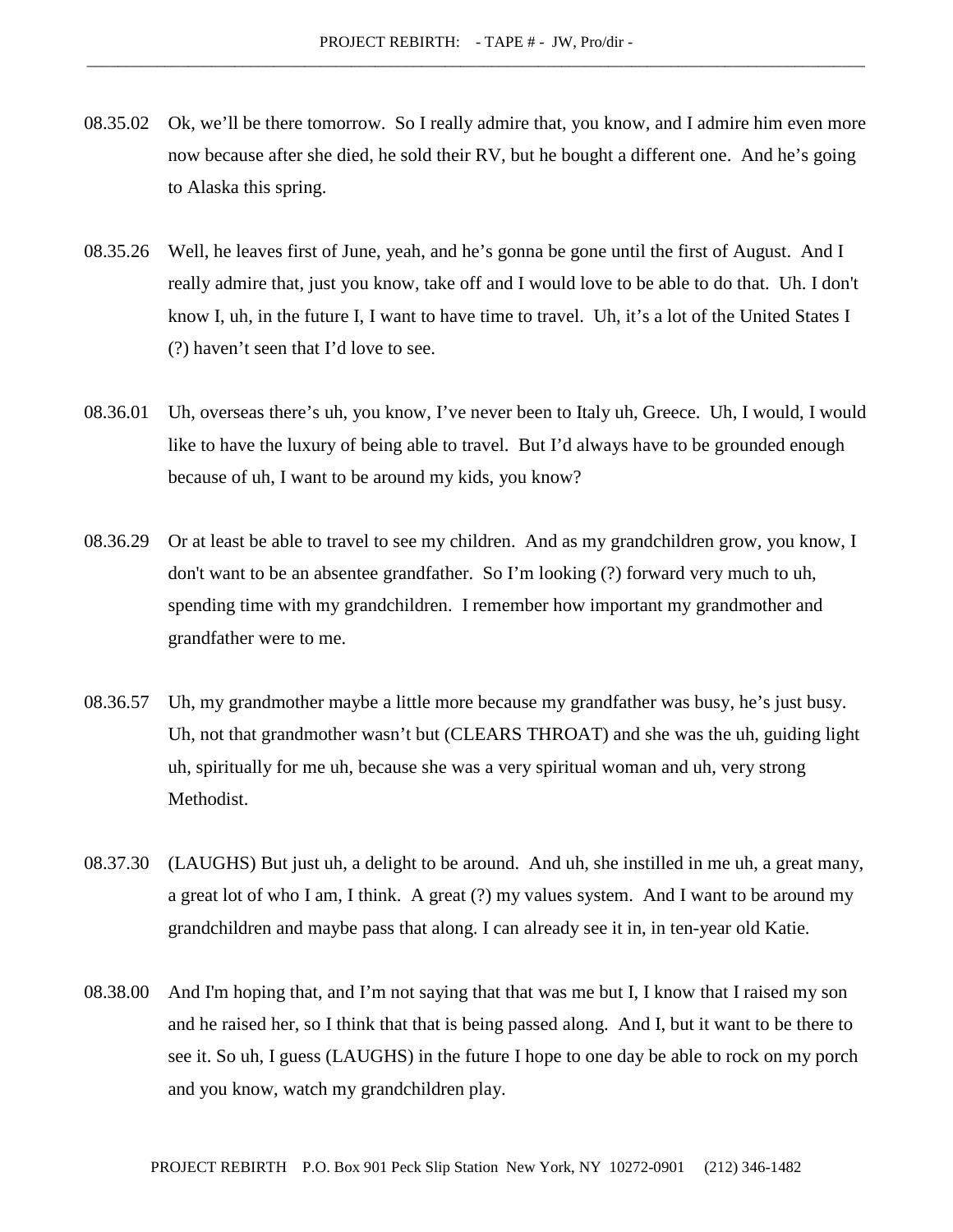08.35.02 Ok, we'll be there tomorrow. So I really admire that, you know, and I admire him even more now because after she died, he sold their RV, but he bought a different one. And he's going to Alaska this spring.

08.35.26 Well, he leaves first of June, yeah, and he's gonna be gone until the first of August. And I really admire that, just you know, take off and I would love to be able to do that. Uh. I don't know I, uh, in the future I, I want to have time to travel. Uh, it's a lot of the United States I (?) haven't seen that I'd love to see.

08.36.01 Uh, overseas there's uh, you know, I've never been to Italy uh, Greece. Uh, I would, I would like to have the luxury of being able to travel. But I'd always have to be grounded enough because of uh, I want to be around my kids, you know?

08.36.29 Or at least be able to travel to see my children. And as my grandchildren grow, you know, I don't want to be an absentee grandfather. So I'm looking (?) forward very much to uh, spending time with my grandchildren. I remember how important my grandmother and grandfather were to me.

08.36.57 Uh, my grandmother maybe a little more because my grandfather was busy, he's just busy. Uh, not that grandmother wasn't but (CLEARS THROAT) and she was the uh, guiding light uh, spiritually for me uh, because she was a very spiritual woman and uh, very strong Methodist.

08.37.30 (LAUGHS) But just uh, a delight to be around. And uh, she instilled in me uh, a great many, a great lot of who I am, I think. A great (?) my values system. And I want to be around my grandchildren and maybe pass that along. I can already see it in, in ten-year old Katie.

08.38.00 And I'm hoping that, and I'm not saying that that was me but I, I know that I raised my son and he raised her, so I think that that is being passed along. And I, but it want to be there to see it. So uh, I guess (LAUGHS) in the future I hope to one day be able to rock on my porch and you know, watch my grandchildren play.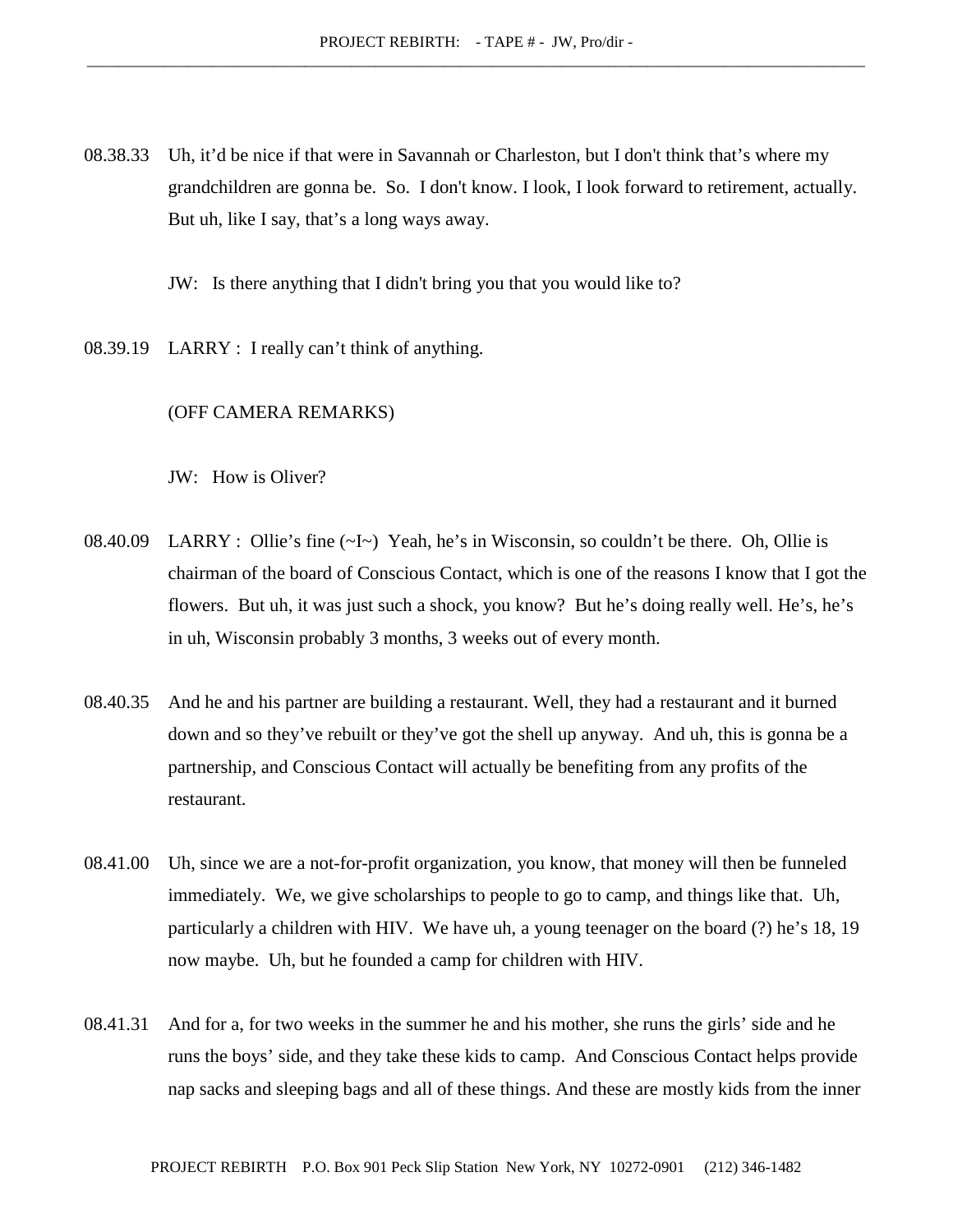08.38.33 Uh, it'd be nice if that were in Savannah or Charleston, but I don't think that's where my grandchildren are gonna be. So. I don't know. I look, I look forward to retirement, actually. But uh, like I say, that's a long ways away.

JW: Is there anything that I didn't bring you that you would like to?

08.39.19 LARRY : I really can't think of anything.

(OFF CAMERA REMARKS)

JW: How is Oliver?

08.40.09 LARRY : Ollie's fine (~I~) Yeah, he's in Wisconsin, so couldn't be there. Oh, Ollie is chairman of the board of Conscious Contact, which is one of the reasons I know that I got the flowers. But uh, it was just such a shock, you know? But he's doing really well. He's, he's in uh, Wisconsin probably 3 months, 3 weeks out of every month.

08.40.35 And he and his partner are building a restaurant. Well, they had a restaurant and it burned down and so they've rebuilt or they've got the shell up anyway. And uh, this is gonna be a partnership, and Conscious Contact will actually be benefiting from any profits of the restaurant.

08.41.00 Uh, since we are a not-for-profit organization, you know, that money will then be funneled immediately. We, we give scholarships to people to go to camp, and things like that. Uh, particularly a children with HIV. We have uh, a young teenager on the board (?) he's 18, 19 now maybe. Uh, but he founded a camp for children with HIV.

08.41.31 And for a, for two weeks in the summer he and his mother, she runs the girls' side and he runs the boys' side, and they take these kids to camp. And Conscious Contact helps provide nap sacks and sleeping bags and all of these things. And these are mostly kids from the inner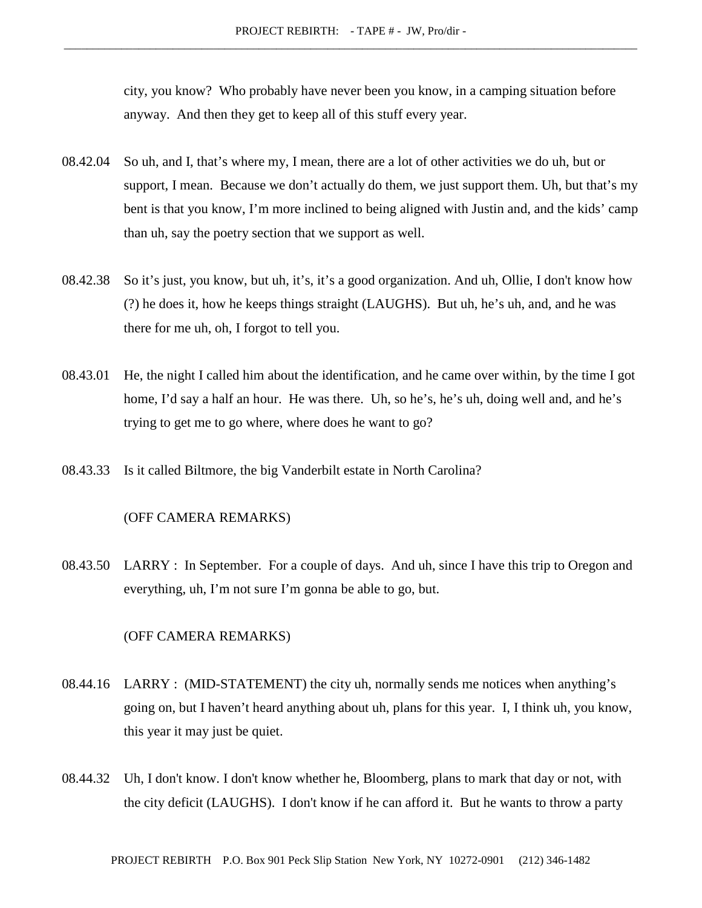city, you know? Who probably have never been you know, in a camping situation before anyway. And then they get to keep all of this stuff every year.

08.42.04 So uh, and I, that's where my, I mean, there are a lot of other activities we do uh, but or support, I mean. Because we don't actually do them, we just support them. Uh, but that's my bent is that you know, I'm more inclined to being aligned with Justin and, and the kids' camp than uh, say the poetry section that we support as well.

08.42.38 So it's just, you know, but uh, it's, it's a good organization. And uh, Ollie, I don't know how (?) he does it, how he keeps things straight (LAUGHS). But uh, he's uh, and, and he was there for me uh, oh, I forgot to tell you.

08.43.01 He, the night I called him about the identification, and he came over within, by the time I got home, I'd say a half an hour. He was there. Uh, so he's, he's uh, doing well and, and he's trying to get me to go where, where does he want to go?

08.43.33 Is it called Biltmore, the big Vanderbilt estate in North Carolina?

(OFF CAMERA REMARKS)

08.43.50 LARRY : In September. For a couple of days. And uh, since I have this trip to Oregon and everything, uh, I'm not sure I'm gonna be able to go, but.

(OFF CAMERA REMARKS)

08.44.16 LARRY : (MID-STATEMENT) the city uh, normally sends me notices when anything's going on, but I haven't heard anything about uh, plans for this year. I, I think uh, you know, this year it may just be quiet.

08.44.32 Uh, I don't know. I don't know whether he, Bloomberg, plans to mark that day or not, with the city deficit (LAUGHS). I don't know if he can afford it. But he wants to throw a party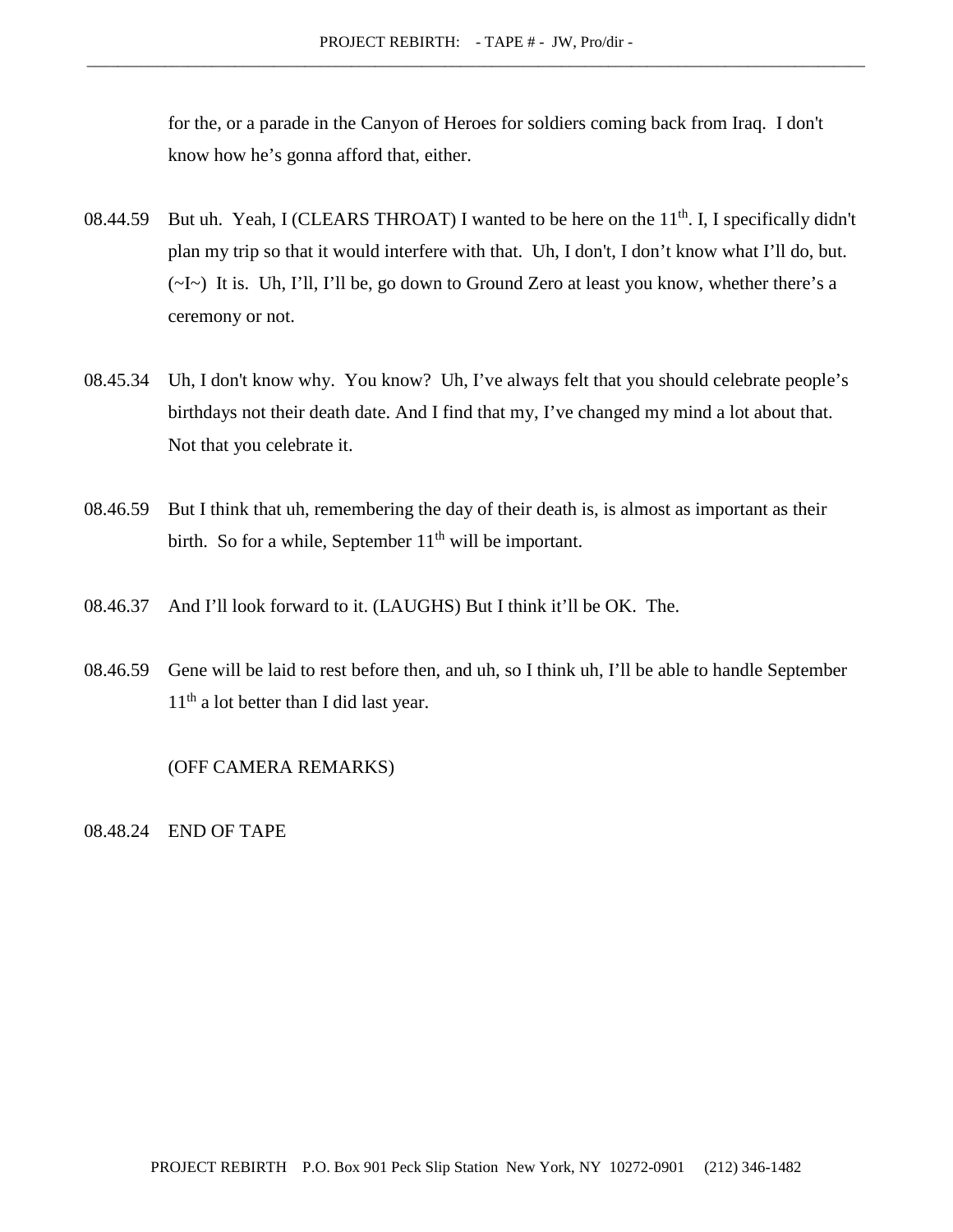for the, or a parade in the Canyon of Heroes for soldiers coming back from Iraq. I don't know how he's gonna afford that, either.

08.44.59 But uh. Yeah, I (CLEARS THROAT) I wanted to be here on the 11th. I, I specifically didn't plan my trip so that it would interfere with that. Uh, I don't, I don't know what I'll do, but. (~I~) It is. Uh, I'll, I'll be, go down to Ground Zero at least you know, whether there's a ceremony or not.

08.45.34 Uh, I don't know why. You know? Uh, I've always felt that you should celebrate people's birthdays not their death date. And I find that my, I've changed my mind a lot about that. Not that you celebrate it.

08.46.59 But I think that uh, remembering the day of their death is, is almost as important as their birth. So for a while, September 11th will be important.

08.46.37 And I'll look forward to it. (LAUGHS) But I think it'll be OK. The.

08.46.59 Gene will be laid to rest before then, and uh, so I think uh, I'll be able to handle September 11th a lot better than I did last year.

(OFF CAMERA REMARKS)

08.48.24 END OF TAPE